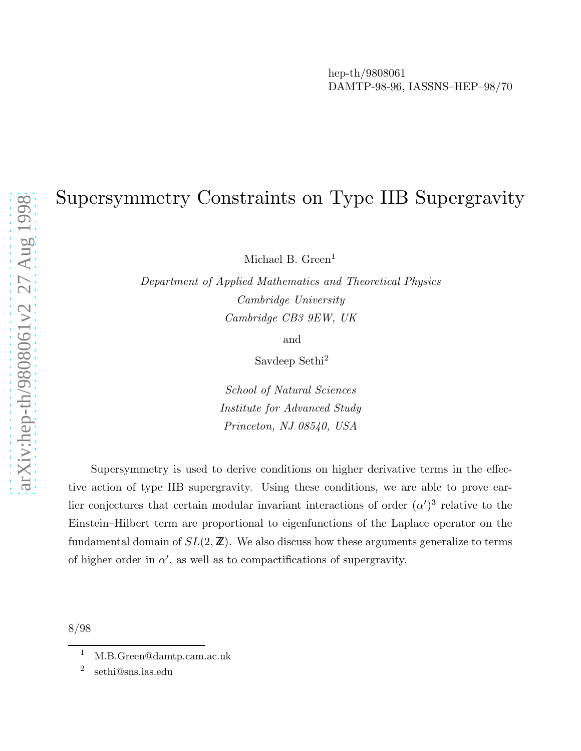hep-th/9808061
DAMTP-98-96, IASSNS–HEP–98/70

# Supersymmetry Constraints on Type IIB Supergravity

Michael B. Green[1]

*Department of Applied Mathematics and Theoretical Physics*
*Cambridge University*
*Cambridge CB3 9EW, UK*

and

Savdeep Sethi[2]

*School of Natural Sciences*
*Institute for Advanced Study*
*Princeton, NJ 08540, USA*

Supersymmetry is used to derive conditions on higher derivative terms in the effective action of type IIB supergravity. Using these conditions, we are able to prove earlier conjectures that certain modular invariant interactions of order $(\alpha')^3$ relative to the Einstein–Hilbert term are proportional to eigenfunctions of the Laplace operator on the fundamental domain of $SL(2, \mathbb{Z})$. We also discuss how these arguments generalize to terms of higher order in $\alpha'$, as well as to compactifications of supergravity.

8/98

[1] M.B.Green@damtp.cam.ac.uk

[2] sethi@sns.ias.edu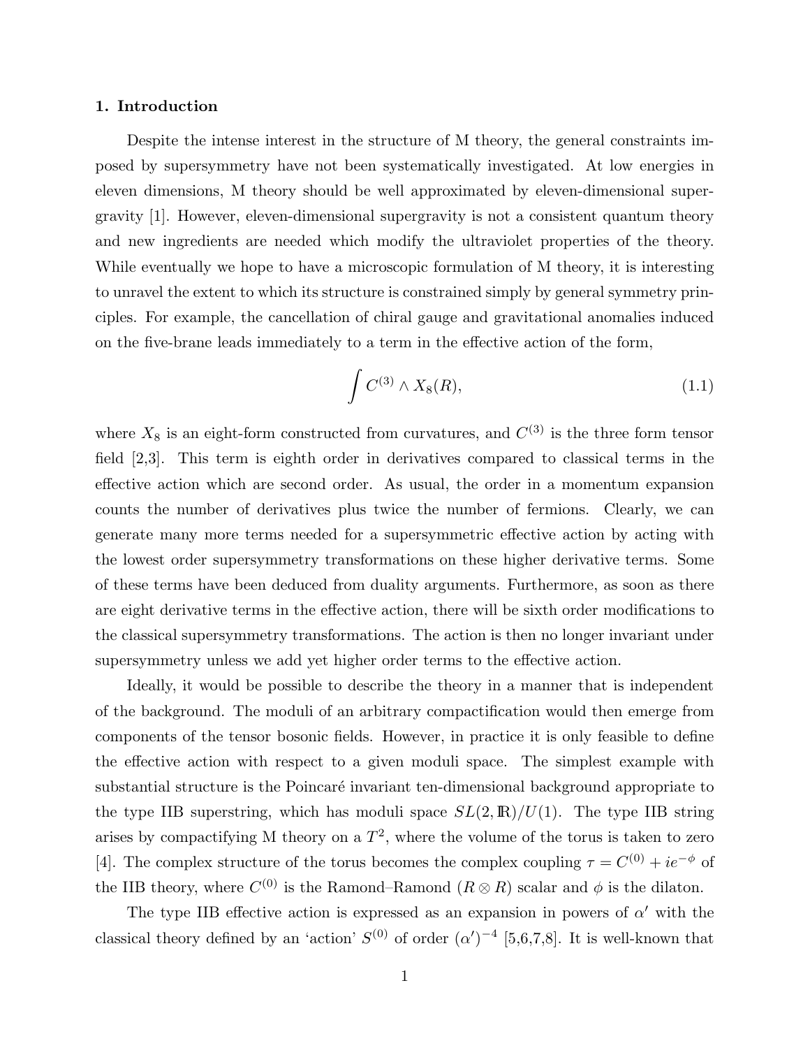## 1. Introduction

Despite the intense interest in the structure of M theory, the general constraints imposed by supersymmetry have not been systematically investigated. At low energies in eleven dimensions, M theory should be well approximated by eleven-dimensional supergravity [1]. However, eleven-dimensional supergravity is not a consistent quantum theory and new ingredients are needed which modify the ultraviolet properties of the theory. While eventually we hope to have a microscopic formulation of M theory, it is interesting to unravel the extent to which its structure is constrained simply by general symmetry principles. For example, the cancellation of chiral gauge and gravitational anomalies induced on the five-brane leads immediately to a term in the effective action of the form,

$$\int C^{(3)} \wedge X_8(R), \tag{1.1}$$

where $X_8$ is an eight-form constructed from curvatures, and $C^{(3)}$ is the three form tensor field [2,3]. This term is eighth order in derivatives compared to classical terms in the effective action which are second order. As usual, the order in a momentum expansion counts the number of derivatives plus twice the number of fermions. Clearly, we can generate many more terms needed for a supersymmetric effective action by acting with the lowest order supersymmetry transformations on these higher derivative terms. Some of these terms have been deduced from duality arguments. Furthermore, as soon as there are eight derivative terms in the effective action, there will be sixth order modifications to the classical supersymmetry transformations. The action is then no longer invariant under supersymmetry unless we add yet higher order terms to the effective action.

Ideally, it would be possible to describe the theory in a manner that is independent of the background. The moduli of an arbitrary compactification would then emerge from components of the tensor bosonic fields. However, in practice it is only feasible to define the effective action with respect to a given moduli space. The simplest example with substantial structure is the Poincaré invariant ten-dimensional background appropriate to the type IIB superstring, which has moduli space $SL(2,\mathbb{R})/U(1)$. The type IIB string arises by compactifying M theory on a $T^2$, where the volume of the torus is taken to zero [4]. The complex structure of the torus becomes the complex coupling $\tau = C^{(0)} + ie^{-\phi}$ of the IIB theory, where $C^{(0)}$ is the Ramond–Ramond ($R \otimes R$) scalar and $\phi$ is the dilaton.

The type IIB effective action is expressed as an expansion in powers of $\alpha'$ with the classical theory defined by an 'action' $S^{(0)}$ of order $(\alpha')^{-4}$ [5,6,7,8]. It is well-known that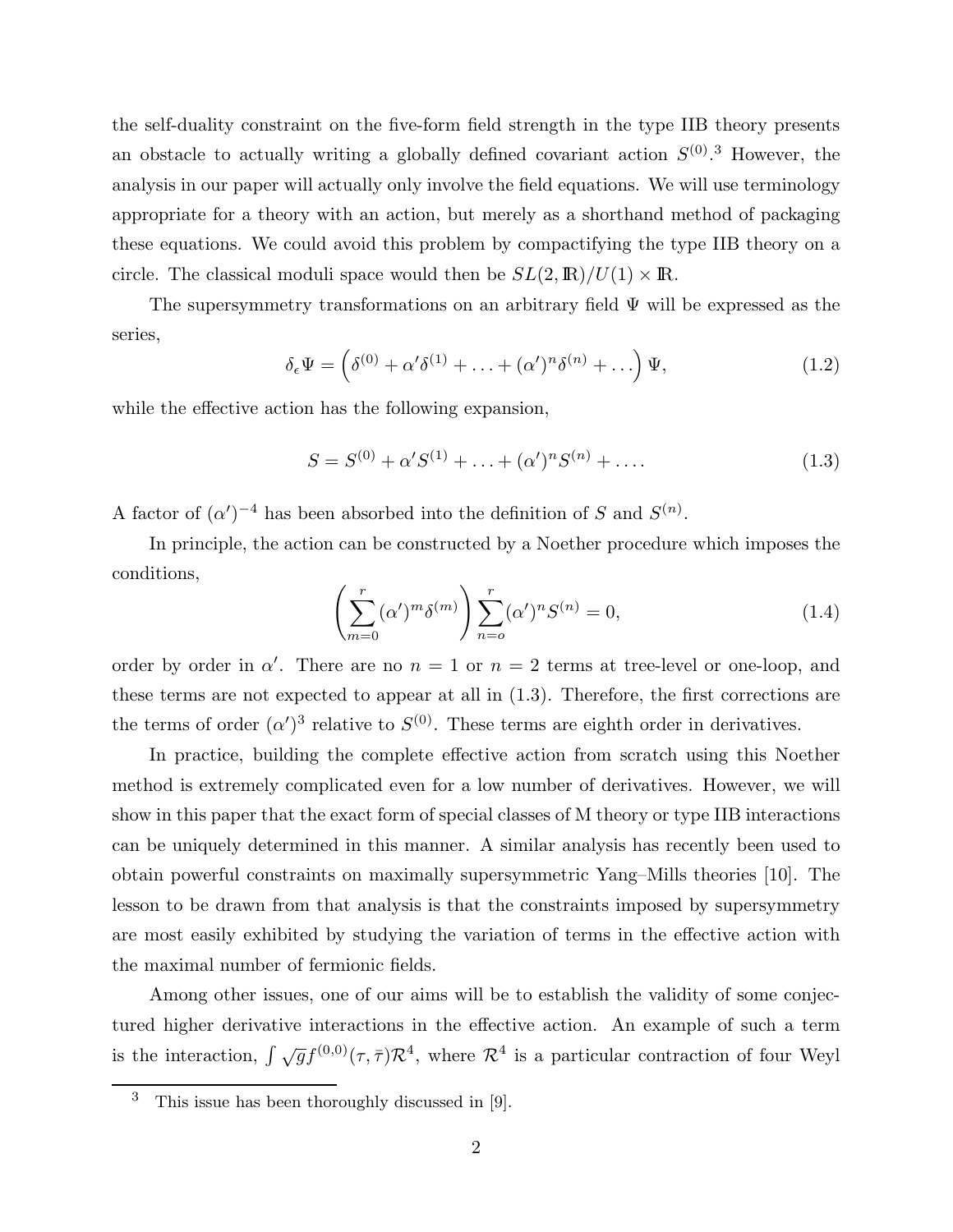the self-duality constraint on the five-form field strength in the type IIB theory presents an obstacle to actually writing a globally defined covariant action $S^{(0)}$.[3] However, the analysis in our paper will actually only involve the field equations. We will use terminology appropriate for a theory with an action, but merely as a shorthand method of packaging these equations. We could avoid this problem by compactifying the type IIB theory on a circle. The classical moduli space would then be $SL(2,\mathbb{R})/U(1)\times\mathbb{R}$.

The supersymmetry transformations on an arbitrary field $\Psi$ will be expressed as the series,

$$\delta_\epsilon \Psi = \left(\delta^{(0)} + \alpha' \delta^{(1)} + \ldots + (\alpha')^n \delta^{(n)} + \ldots\right)\Psi, \tag{1.2}$$

while the effective action has the following expansion,

$$S = S^{(0)} + \alpha' S^{(1)} + \ldots + (\alpha')^n S^{(n)} + \ldots . \tag{1.3}$$

A factor of $(\alpha')^{-4}$ has been absorbed into the definition of $S$ and $S^{(n)}$.

In principle, the action can be constructed by a Noether procedure which imposes the conditions,

$$\left(\sum_{m=0}^{r} (\alpha')^m \delta^{(m)}\right) \sum_{n=o}^{r} (\alpha')^n S^{(n)} = 0, \tag{1.4}$$

order by order in $\alpha'$. There are no $n = 1$ or $n = 2$ terms at tree-level or one-loop, and these terms are not expected to appear at all in (1.3). Therefore, the first corrections are the terms of order $(\alpha')^3$ relative to $S^{(0)}$. These terms are eighth order in derivatives.

In practice, building the complete effective action from scratch using this Noether method is extremely complicated even for a low number of derivatives. However, we will show in this paper that the exact form of special classes of M theory or type IIB interactions can be uniquely determined in this manner. A similar analysis has recently been used to obtain powerful constraints on maximally supersymmetric Yang–Mills theories [10]. The lesson to be drawn from that analysis is that the constraints imposed by supersymmetry are most easily exhibited by studying the variation of terms in the effective action with the maximal number of fermionic fields.

Among other issues, one of our aims will be to establish the validity of some conjectured higher derivative interactions in the effective action. An example of such a term is the interaction, $\int \sqrt{g} f^{(0,0)}(\tau,\bar\tau)\mathcal{R}^4$, where $\mathcal{R}^4$ is a particular contraction of four Weyl

[3] This issue has been thoroughly discussed in [9].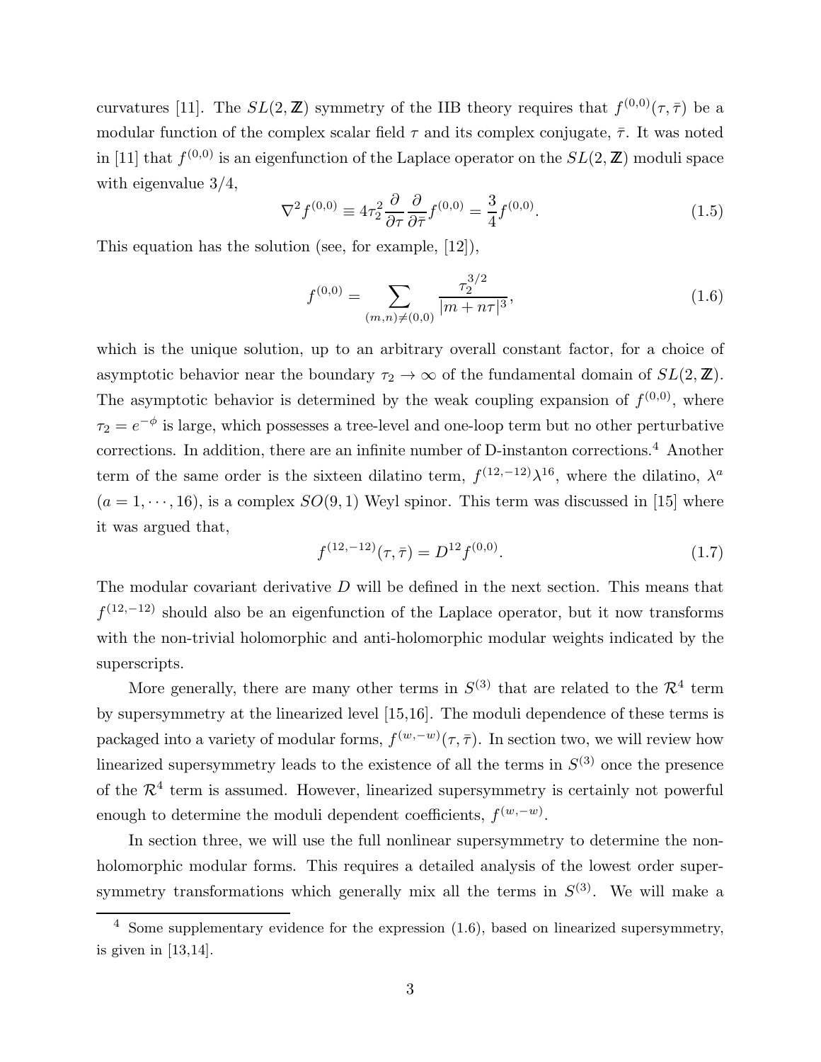curvatures [11]. The $SL(2,\mathbb{Z})$ symmetry of the IIB theory requires that $f^{(0,0)}(\tau,\bar\tau)$ be a modular function of the complex scalar field $\tau$ and its complex conjugate, $\bar\tau$. It was noted in [11] that $f^{(0,0)}$ is an eigenfunction of the Laplace operator on the $SL(2,\mathbb{Z})$ moduli space with eigenvalue 3/4,

$$\nabla^2 f^{(0,0)} \equiv 4\tau_2^2 \frac{\partial}{\partial\tau}\frac{\partial}{\partial\bar\tau} f^{(0,0)} = \frac{3}{4} f^{(0,0)}. \tag{1.5}$$

This equation has the solution (see, for example, [12]),

$$f^{(0,0)} = \sum_{(m,n)\neq(0,0)} \frac{\tau_2^{3/2}}{|m+n\tau|^3}, \tag{1.6}$$

which is the unique solution, up to an arbitrary overall constant factor, for a choice of asymptotic behavior near the boundary $\tau_2 \to \infty$ of the fundamental domain of $SL(2,\mathbb{Z})$. The asymptotic behavior is determined by the weak coupling expansion of $f^{(0,0)}$, where $\tau_2 = e^{-\phi}$ is large, which possesses a tree-level and one-loop term but no other perturbative corrections. In addition, there are an infinite number of D-instanton corrections.[4] Another term of the same order is the sixteen dilatino term, $f^{(12,-12)}\lambda^{16}$, where the dilatino, $\lambda^a$ ($a = 1,\cdots,16$), is a complex $SO(9,1)$ Weyl spinor. This term was discussed in [15] where it was argued that,

$$f^{(12,-12)}(\tau,\bar\tau) = D^{12} f^{(0,0)}. \tag{1.7}$$

The modular covariant derivative $D$ will be defined in the next section. This means that $f^{(12,-12)}$ should also be an eigenfunction of the Laplace operator, but it now transforms with the non-trivial holomorphic and anti-holomorphic modular weights indicated by the superscripts.

More generally, there are many other terms in $S^{(3)}$ that are related to the $\mathcal{R}^4$ term by supersymmetry at the linearized level [15,16]. The moduli dependence of these terms is packaged into a variety of modular forms, $f^{(w,-w)}(\tau,\bar\tau)$. In section two, we will review how linearized supersymmetry leads to the existence of all the terms in $S^{(3)}$ once the presence of the $\mathcal{R}^4$ term is assumed. However, linearized supersymmetry is certainly not powerful enough to determine the moduli dependent coefficients, $f^{(w,-w)}$.

In section three, we will use the full nonlinear supersymmetry to determine the non-holomorphic modular forms. This requires a detailed analysis of the lowest order supersymmetry transformations which generally mix all the terms in $S^{(3)}$. We will make a

[4] Some supplementary evidence for the expression (1.6), based on linearized supersymmetry, is given in [13,14].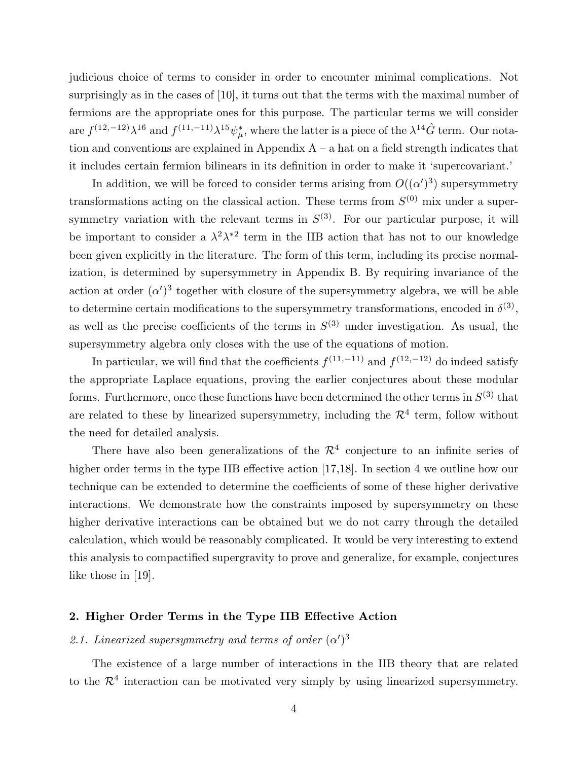judicious choice of terms to consider in order to encounter minimal complications. Not surprisingly as in the cases of [10], it turns out that the terms with the maximal number of fermions are the appropriate ones for this purpose. The particular terms we will consider are $f^{(12,-12)}\lambda^{16}$ and $f^{(11,-11)}\lambda^{15}\psi^*_\mu$, where the latter is a piece of the $\lambda^{14}\hat{G}$ term. Our notation and conventions are explained in Appendix A – a hat on a field strength indicates that it includes certain fermion bilinears in its definition in order to make it 'supercovariant.'

In addition, we will be forced to consider terms arising from $O((\alpha')^3)$ supersymmetry transformations acting on the classical action. These terms from $S^{(0)}$ mix under a supersymmetry variation with the relevant terms in $S^{(3)}$. For our particular purpose, it will be important to consider a $\lambda^2\lambda^{*2}$ term in the IIB action that has not to our knowledge been given explicitly in the literature. The form of this term, including its precise normalization, is determined by supersymmetry in Appendix B. By requiring invariance of the action at order $(\alpha')^3$ together with closure of the supersymmetry algebra, we will be able to determine certain modifications to the supersymmetry transformations, encoded in $\delta^{(3)}$, as well as the precise coefficients of the terms in $S^{(3)}$ under investigation. As usual, the supersymmetry algebra only closes with the use of the equations of motion.

In particular, we will find that the coefficients $f^{(11,-11)}$ and $f^{(12,-12)}$ do indeed satisfy the appropriate Laplace equations, proving the earlier conjectures about these modular forms. Furthermore, once these functions have been determined the other terms in $S^{(3)}$ that are related to these by linearized supersymmetry, including the $\mathcal{R}^4$ term, follow without the need for detailed analysis.

There have also been generalizations of the $\mathcal{R}^4$ conjecture to an infinite series of higher order terms in the type IIB effective action [17,18]. In section 4 we outline how our technique can be extended to determine the coefficients of some of these higher derivative interactions. We demonstrate how the constraints imposed by supersymmetry on these higher derivative interactions can be obtained but we do not carry through the detailed calculation, which would be reasonably complicated. It would be very interesting to extend this analysis to compactified supergravity to prove and generalize, for example, conjectures like those in [19].

## 2. Higher Order Terms in the Type IIB Effective Action

### *2.1. Linearized supersymmetry and terms of order $(\alpha')^3$*

The existence of a large number of interactions in the IIB theory that are related to the $\mathcal{R}^4$ interaction can be motivated very simply by using linearized supersymmetry.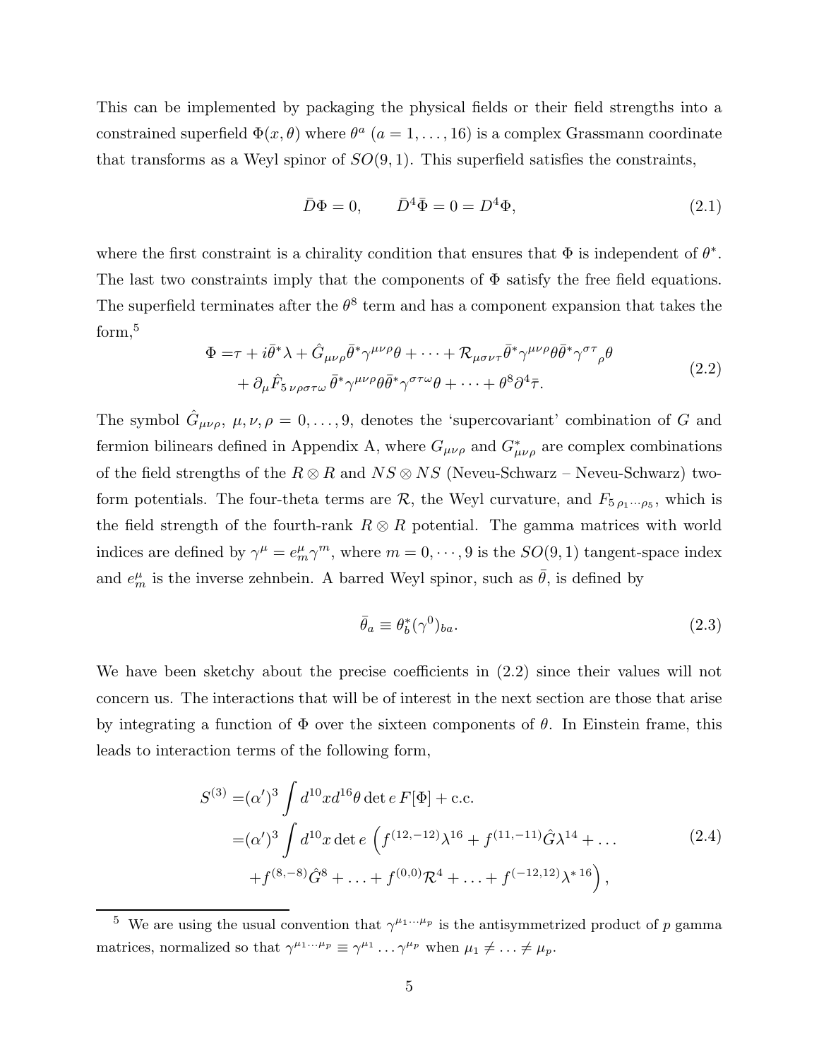This can be implemented by packaging the physical fields or their field strengths into a constrained superfield $\Phi(x, \theta)$ where $\theta^a$ $(a = 1, \ldots, 16)$ is a complex Grassmann coordinate that transforms as a Weyl spinor of $SO(9,1)$. This superfield satisfies the constraints,

$$\bar{D}\Phi = 0, \qquad \bar{D}^4\bar{\Phi} = 0 = D^4\Phi, \tag{2.1}$$

where the first constraint is a chirality condition that ensures that $\Phi$ is independent of $\theta^*$. The last two constraints imply that the components of $\Phi$ satisfy the free field equations. The superfield terminates after the $\theta^8$ term and has a component expansion that takes the form,[5]

$$\begin{aligned}\Phi =& \tau + i\bar{\theta}^*\lambda + \hat{G}_{\mu\nu\rho}\bar{\theta}^*\gamma^{\mu\nu\rho}\theta + \cdots + \mathcal{R}_{\mu\sigma\nu\tau}\bar{\theta}^*\gamma^{\mu\nu\rho}\theta\bar{\theta}^*\gamma^{\sigma\tau}{}_{\rho}\theta \\ &+ \partial_\mu \hat{F}_{5\,\nu\rho\sigma\tau\omega}\,\bar{\theta}^*\gamma^{\mu\nu\rho}\theta\bar{\theta}^*\gamma^{\sigma\tau\omega}\theta + \cdots + \theta^8\partial^4\bar{\tau}.\end{aligned} \tag{2.2}$$

The symbol $\hat{G}_{\mu\nu\rho}$, $\mu, \nu, \rho = 0, \ldots, 9$, denotes the 'supercovariant' combination of $G$ and fermion bilinears defined in Appendix A, where $G_{\mu\nu\rho}$ and $G^*_{\mu\nu\rho}$ are complex combinations of the field strengths of the $R \otimes R$ and $NS \otimes NS$ (Neveu-Schwarz – Neveu-Schwarz) two-form potentials. The four-theta terms are $\mathcal{R}$, the Weyl curvature, and $F_{5\,\rho_1\cdots\rho_5}$, which is the field strength of the fourth-rank $R \otimes R$ potential. The gamma matrices with world indices are defined by $\gamma^\mu = e^\mu_m\gamma^m$, where $m = 0, \cdots, 9$ is the $SO(9,1)$ tangent-space index and $e^\mu_m$ is the inverse zehnbein. A barred Weyl spinor, such as $\bar{\theta}$, is defined by

$$\bar{\theta}_a \equiv \theta^*_b(\gamma^0)_{ba}. \tag{2.3}$$

We have been sketchy about the precise coefficients in (2.2) since their values will not concern us. The interactions that will be of interest in the next section are those that arise by integrating a function of $\Phi$ over the sixteen components of $\theta$. In Einstein frame, this leads to interaction terms of the following form,

$$\begin{aligned}S^{(3)} =& (\alpha')^3 \int d^{10}x d^{16}\theta \det e\, F[\Phi] + \text{c.c.} \\ =& (\alpha')^3 \int d^{10}x \det e\, \Big( f^{(12,-12)}\lambda^{16} + f^{(11,-11)}\hat{G}\lambda^{14} + \ldots \\ &+ f^{(8,-8)}\hat{G}^8 + \ldots + f^{(0,0)}\mathcal{R}^4 + \ldots + f^{(-12,12)}\lambda^{*\,16}\Big),\end{aligned} \tag{2.4}$$

---

[5] We are using the usual convention that $\gamma^{\mu_1\cdots\mu_p}$ is the antisymmetrized product of $p$ gamma matrices, normalized so that $\gamma^{\mu_1\cdots\mu_p} \equiv \gamma^{\mu_1}\ldots\gamma^{\mu_p}$ when $\mu_1 \neq \ldots \neq \mu_p$.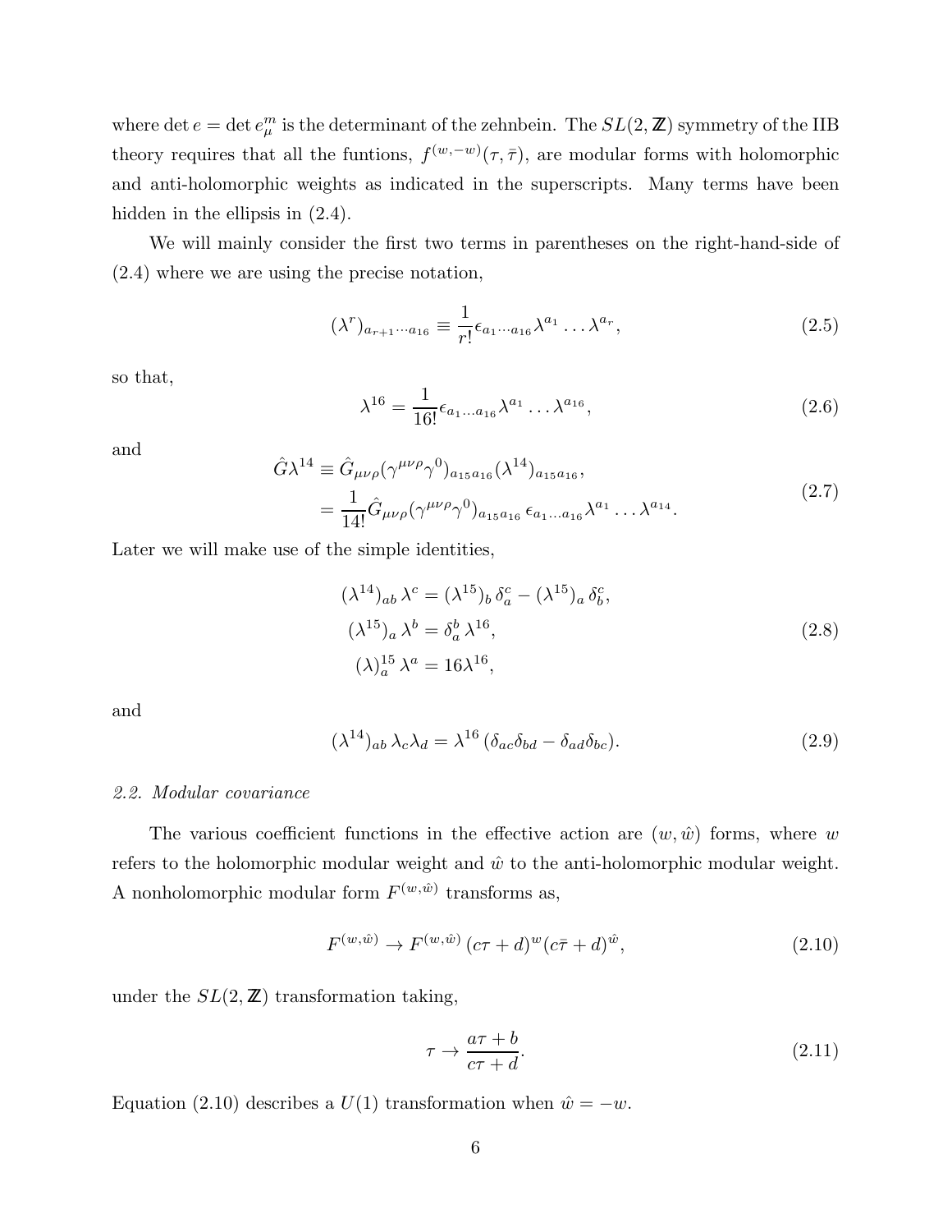where $\det e = \det e_\mu^m$ is the determinant of the zehnbein. The $SL(2,\mathbb{Z})$ symmetry of the IIB theory requires that all the funtions, $f^{(w,-w)}(\tau,\bar\tau)$, are modular forms with holomorphic and anti-holomorphic weights as indicated in the superscripts. Many terms have been hidden in the ellipsis in (2.4).

We will mainly consider the first two terms in parentheses on the right-hand-side of (2.4) where we are using the precise notation,

$$
(\lambda^r)_{a_{r+1}\cdots a_{16}} \equiv \frac{1}{r!}\epsilon_{a_1\cdots a_{16}}\lambda^{a_1}\ldots\lambda^{a_r}, \tag{2.5}
$$

so that,

$$
\lambda^{16} = \frac{1}{16!}\epsilon_{a_1\ldots a_{16}}\lambda^{a_1}\ldots\lambda^{a_{16}}, \tag{2.6}
$$

and

$$
\begin{aligned}
\hat G\lambda^{14} &\equiv \hat G_{\mu\nu\rho}(\gamma^{\mu\nu\rho}\gamma^0)_{a_{15}a_{16}}(\lambda^{14})_{a_{15}a_{16}},\\
&= \frac{1}{14!}\hat G_{\mu\nu\rho}(\gamma^{\mu\nu\rho}\gamma^0)_{a_{15}a_{16}}\,\epsilon_{a_1\ldots a_{16}}\lambda^{a_1}\ldots\lambda^{a_{14}}.
\end{aligned} \tag{2.7}
$$

Later we will make use of the simple identities,

$$
\begin{aligned}
(\lambda^{14})_{ab}\,\lambda^c &= (\lambda^{15})_b\,\delta_a^c - (\lambda^{15})_a\,\delta_b^c,\\
(\lambda^{15})_a\,\lambda^b &= \delta_a^b\,\lambda^{16},\\
(\lambda)_a^{15}\,\lambda^a &= 16\lambda^{16},
\end{aligned} \tag{2.8}
$$

and

$$
(\lambda^{14})_{ab}\,\lambda_c\lambda_d = \lambda^{16}\,(\delta_{ac}\delta_{bd} - \delta_{ad}\delta_{bc}). \tag{2.9}
$$

*2.2. Modular covariance*

The various coefficient functions in the effective action are $(w,\hat w)$ forms, where $w$ refers to the holomorphic modular weight and $\hat w$ to the anti-holomorphic modular weight. A nonholomorphic modular form $F^{(w,\hat w)}$ transforms as,

$$
F^{(w,\hat w)} \to F^{(w,\hat w)}\,(c\tau+d)^w(c\bar\tau+d)^{\hat w}, \tag{2.10}
$$

under the $SL(2,\mathbb{Z})$ transformation taking,

$$
\tau \to \frac{a\tau+b}{c\tau+d}. \tag{2.11}
$$

Equation (2.10) describes a $U(1)$ transformation when $\hat w = -w$.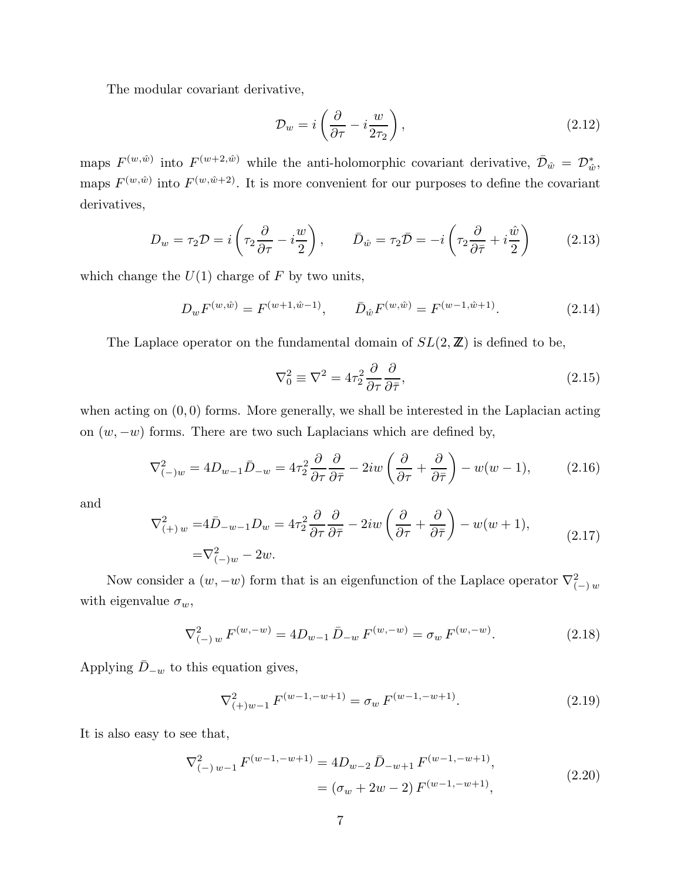The modular covariant derivative,

$$\mathcal{D}_w = i\left(\frac{\partial}{\partial\tau} - i\frac{w}{2\tau_2}\right), \tag{2.12}$$

maps $F^{(w,\hat{w})}$ into $F^{(w+2,\hat{w})}$ while the anti-holomorphic covariant derivative, $\bar{\mathcal{D}}_{\hat{w}} = \mathcal{D}^*_{\hat{w}}$, maps $F^{(w,\hat{w})}$ into $F^{(w,\hat{w}+2)}$. It is more convenient for our purposes to define the covariant derivatives,

$$D_w = \tau_2\mathcal{D} = i\left(\tau_2\frac{\partial}{\partial\tau} - i\frac{w}{2}\right), \qquad \bar{D}_{\hat{w}} = \tau_2\bar{\mathcal{D}} = -i\left(\tau_2\frac{\partial}{\partial\bar{\tau}} + i\frac{\hat{w}}{2}\right) \tag{2.13}$$

which change the $U(1)$ charge of $F$ by two units,

$$D_w F^{(w,\hat{w})} = F^{(w+1,\hat{w}-1)}, \qquad \bar{D}_{\hat{w}} F^{(w,\hat{w})} = F^{(w-1,\hat{w}+1)}. \tag{2.14}$$

The Laplace operator on the fundamental domain of $SL(2,\mathbb{Z})$ is defined to be,

$$\nabla^2_0 \equiv \nabla^2 = 4\tau_2^2\frac{\partial}{\partial\tau}\frac{\partial}{\partial\bar{\tau}}, \tag{2.15}$$

when acting on $(0,0)$ forms. More generally, we shall be interested in the Laplacian acting on $(w,-w)$ forms. There are two such Laplacians which are defined by,

$$\nabla^2_{(-)w} = 4D_{w-1}\bar{D}_{-w} = 4\tau_2^2\frac{\partial}{\partial\tau}\frac{\partial}{\partial\bar{\tau}} - 2iw\left(\frac{\partial}{\partial\tau} + \frac{\partial}{\partial\bar{\tau}}\right) - w(w-1), \tag{2.16}$$

and

$$\begin{aligned}\nabla^2_{(+)\,w} =& 4\bar{D}_{-w-1}D_w = 4\tau_2^2\frac{\partial}{\partial\tau}\frac{\partial}{\partial\bar{\tau}} - 2iw\left(\frac{\partial}{\partial\tau} + \frac{\partial}{\partial\bar{\tau}}\right) - w(w+1),\\ =& \nabla^2_{(-)w} - 2w.\end{aligned} \tag{2.17}$$

Now consider a $(w,-w)$ form that is an eigenfunction of the Laplace operator $\nabla^2_{(-)\,w}$ with eigenvalue $\sigma_w$,

$$\nabla^2_{(-)\,w}\, F^{(w,-w)} = 4D_{w-1}\,\bar{D}_{-w}\, F^{(w,-w)} = \sigma_w\, F^{(w,-w)}. \tag{2.18}$$

Applying $\bar{D}_{-w}$ to this equation gives,

$$\nabla^2_{(+)w-1}\, F^{(w-1,-w+1)} = \sigma_w\, F^{(w-1,-w+1)}. \tag{2.19}$$

It is also easy to see that,

$$\begin{aligned}\nabla^2_{(-)\,w-1}\, F^{(w-1,-w+1)} &= 4D_{w-2}\,\bar{D}_{-w+1}\, F^{(w-1,-w+1)},\\ &= (\sigma_w + 2w - 2)\, F^{(w-1,-w+1)},\end{aligned} \tag{2.20}$$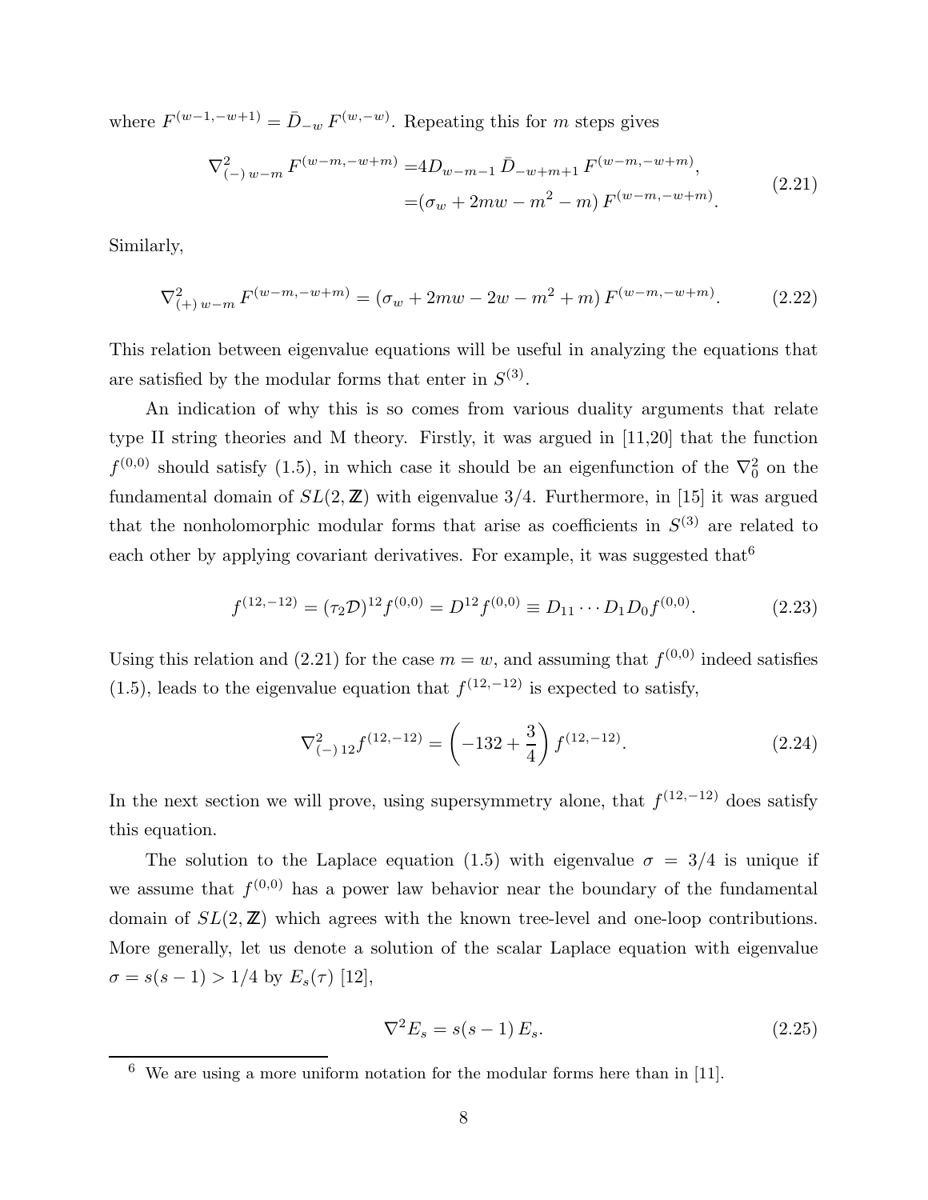where $F^{(w-1,-w+1)} = \bar{D}_{-w}\, F^{(w,-w)}$. Repeating this for $m$ steps gives

$$
\begin{aligned}
\nabla^2_{(-)\,w-m}\, F^{(w-m,-w+m)} =& 4D_{w-m-1}\, \bar{D}_{-w+m+1}\, F^{(w-m,-w+m)}, \\
=& (\sigma_w + 2mw - m^2 - m)\, F^{(w-m,-w+m)}.
\end{aligned}
\tag{2.21}
$$

Similarly,

$$
\nabla^2_{(+)\,w-m}\, F^{(w-m,-w+m)} = (\sigma_w + 2mw - 2w - m^2 + m)\, F^{(w-m,-w+m)}. \tag{2.22}
$$

This relation between eigenvalue equations will be useful in analyzing the equations that are satisfied by the modular forms that enter in $S^{(3)}$.

An indication of why this is so comes from various duality arguments that relate type II string theories and M theory. Firstly, it was argued in [11,20] that the function $f^{(0,0)}$ should satisfy (1.5), in which case it should be an eigenfunction of the $\nabla^2_0$ on the fundamental domain of $SL(2,\mathbb{Z})$ with eigenvalue 3/4. Furthermore, in [15] it was argued that the nonholomorphic modular forms that arise as coefficients in $S^{(3)}$ are related to each other by applying covariant derivatives. For example, it was suggested that[6]

$$
f^{(12,-12)} = (\tau_2 \mathcal{D})^{12} f^{(0,0)} = D^{12} f^{(0,0)} \equiv D_{11} \cdots D_1 D_0 f^{(0,0)}. \tag{2.23}
$$

Using this relation and (2.21) for the case $m = w$, and assuming that $f^{(0,0)}$ indeed satisfies (1.5), leads to the eigenvalue equation that $f^{(12,-12)}$ is expected to satisfy,

$$
\nabla^2_{(-)\,12} f^{(12,-12)} = \left(-132 + \frac{3}{4}\right) f^{(12,-12)}. \tag{2.24}
$$

In the next section we will prove, using supersymmetry alone, that $f^{(12,-12)}$ does satisfy this equation.

The solution to the Laplace equation (1.5) with eigenvalue $\sigma = 3/4$ is unique if we assume that $f^{(0,0)}$ has a power law behavior near the boundary of the fundamental domain of $SL(2,\mathbb{Z})$ which agrees with the known tree-level and one-loop contributions. More generally, let us denote a solution of the scalar Laplace equation with eigenvalue $\sigma = s(s-1) > 1/4$ by $E_s(\tau)$ [12],

$$
\nabla^2 E_s = s(s-1)\, E_s. \tag{2.25}
$$

[6] We are using a more uniform notation for the modular forms here than in [11].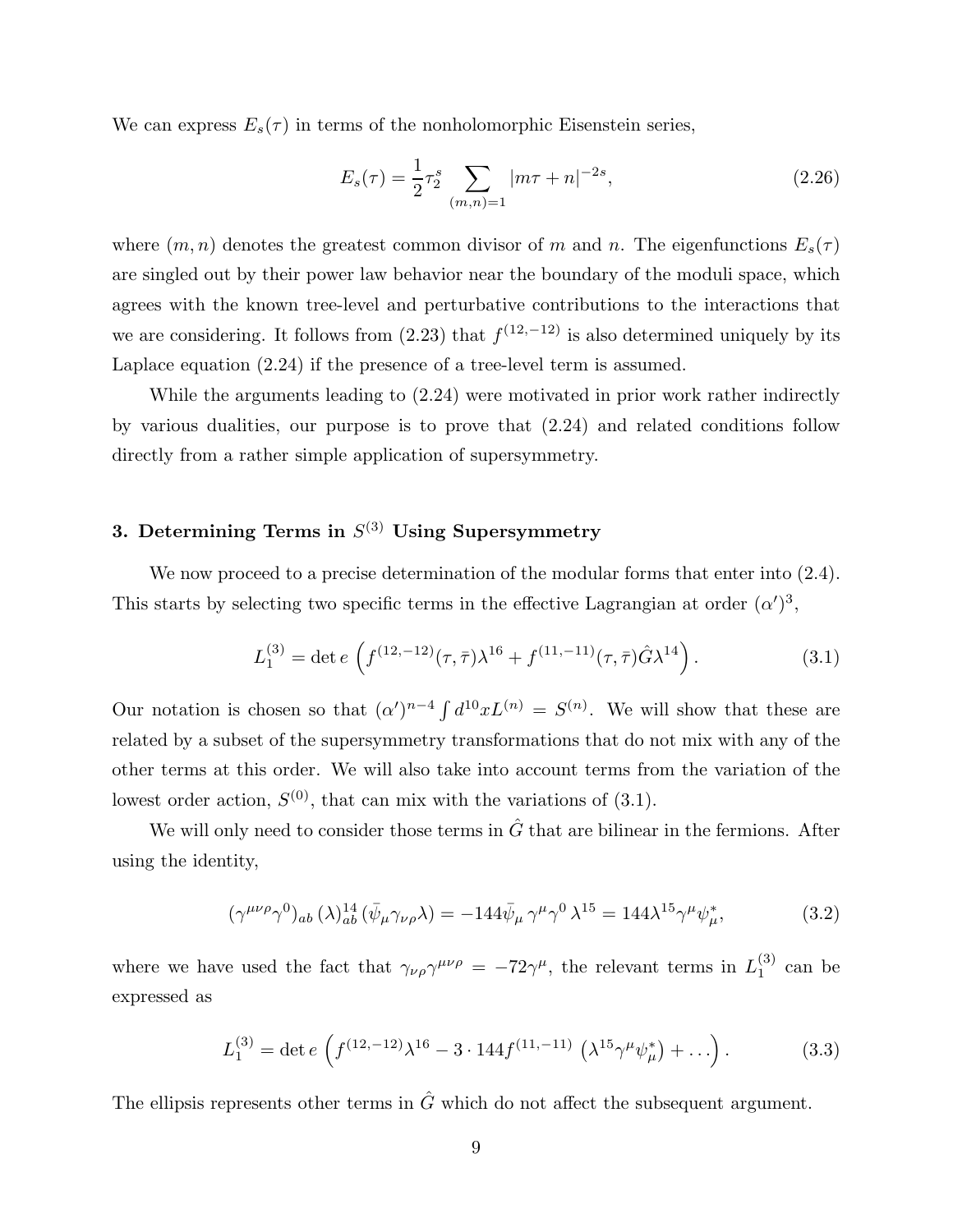We can express $E_s(\tau)$ in terms of the nonholomorphic Eisenstein series,

$$E_s(\tau) = \frac{1}{2}\tau_2^s \sum_{(m,n)=1} |m\tau + n|^{-2s}, \tag{2.26}$$

where $(m, n)$ denotes the greatest common divisor of $m$ and $n$. The eigenfunctions $E_s(\tau)$ are singled out by their power law behavior near the boundary of the moduli space, which agrees with the known tree-level and perturbative contributions to the interactions that we are considering. It follows from (2.23) that $f^{(12,-12)}$ is also determined uniquely by its Laplace equation (2.24) if the presence of a tree-level term is assumed.

While the arguments leading to (2.24) were motivated in prior work rather indirectly by various dualities, our purpose is to prove that (2.24) and related conditions follow directly from a rather simple application of supersymmetry.

## 3. Determining Terms in $S^{(3)}$ Using Supersymmetry

We now proceed to a precise determination of the modular forms that enter into (2.4). This starts by selecting two specific terms in the effective Lagrangian at order $(\alpha')^3$,

$$L_1^{(3)} = \det e \left( f^{(12,-12)}(\tau,\bar{\tau})\lambda^{16} + f^{(11,-11)}(\tau,\bar{\tau})\hat{G}\lambda^{14} \right). \tag{3.1}$$

Our notation is chosen so that $(\alpha')^{n-4}\int d^{10}x L^{(n)} = S^{(n)}$. We will show that these are related by a subset of the supersymmetry transformations that do not mix with any of the other terms at this order. We will also take into account terms from the variation of the lowest order action, $S^{(0)}$, that can mix with the variations of (3.1).

We will only need to consider those terms in $\hat{G}$ that are bilinear in the fermions. After using the identity,

$$(\gamma^{\mu\nu\rho}\gamma^0)_{ab}\,(\lambda)^{14}_{ab}\,(\bar{\psi}_\mu\gamma_{\nu\rho}\lambda) = -144\bar{\psi}_\mu\,\gamma^\mu\gamma^0\,\lambda^{15} = 144\lambda^{15}\gamma^\mu\psi_\mu^*, \tag{3.2}$$

where we have used the fact that $\gamma_{\nu\rho}\gamma^{\mu\nu\rho} = -72\gamma^\mu$, the relevant terms in $L_1^{(3)}$ can be expressed as

$$L_1^{(3)} = \det e \left( f^{(12,-12)}\lambda^{16} - 3\cdot 144 f^{(11,-11)} \left(\lambda^{15}\gamma^\mu\psi_\mu^*\right) + \ldots \right). \tag{3.3}$$

The ellipsis represents other terms in $\hat{G}$ which do not affect the subsequent argument.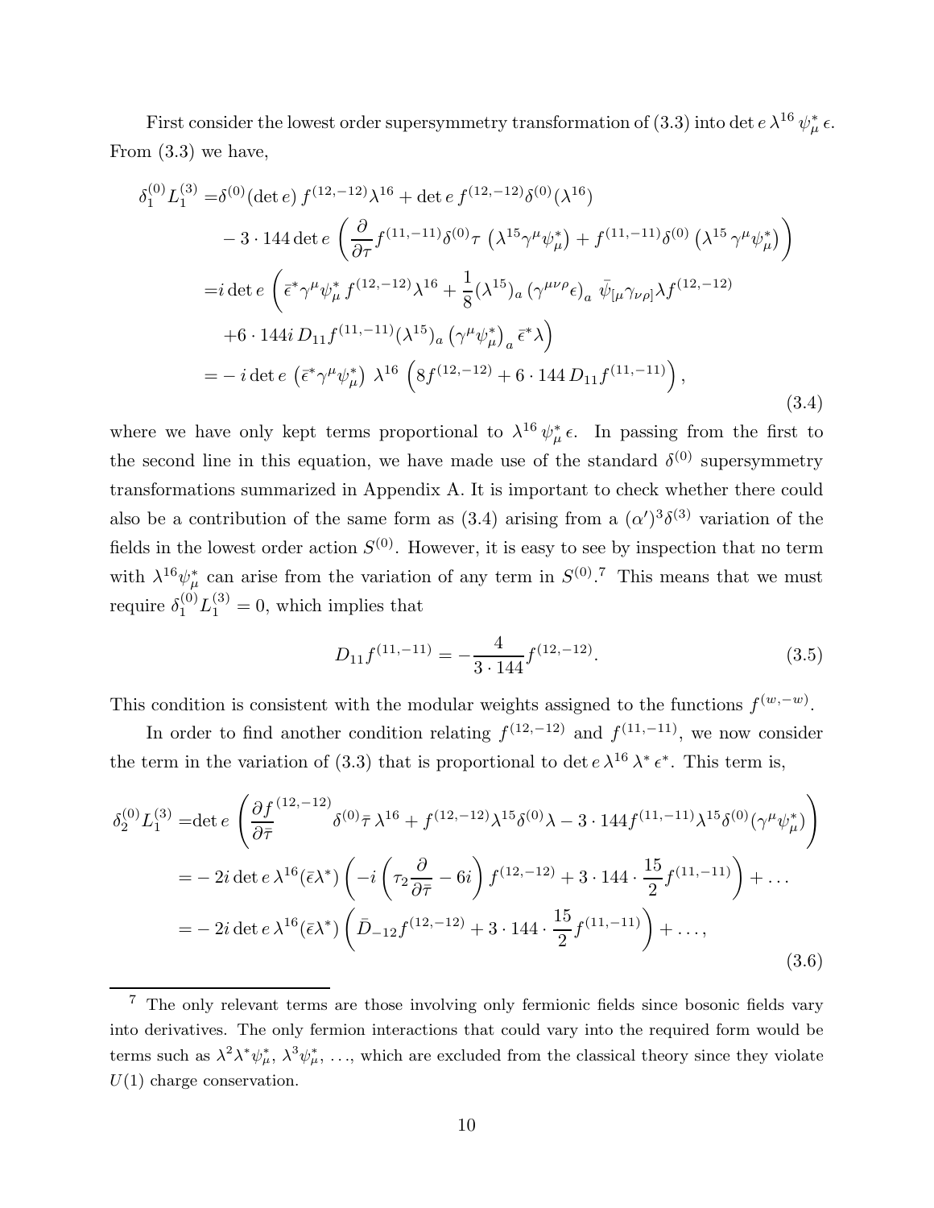First consider the lowest order supersymmetry transformation of (3.3) into $\det e\, \lambda^{16}\, \psi^*_\mu\, \epsilon$. From (3.3) we have,

$$
\begin{aligned}
\delta_1^{(0)} L_1^{(3)} =& \delta^{(0)}(\det e)\, f^{(12,-12)} \lambda^{16} + \det e\, f^{(12,-12)} \delta^{(0)}(\lambda^{16}) \\
& - 3 \cdot 144 \det e \left( \frac{\partial}{\partial \tau} f^{(11,-11)} \delta^{(0)} \tau \, \left(\lambda^{15} \gamma^\mu \psi^*_\mu\right) + f^{(11,-11)} \delta^{(0)} \left(\lambda^{15}\, \gamma^\mu \psi^*_\mu\right) \right) \\
=& i \det e \left( \bar{\epsilon}^* \gamma^\mu \psi^*_\mu \, f^{(12,-12)} \lambda^{16} + \frac{1}{8} (\lambda^{15})_a \left(\gamma^{\mu\nu\rho} \epsilon\right)_a \, \bar{\psi}_{[\mu} \gamma_{\nu\rho]} \lambda f^{(12,-12)} \right. \\
& \left. + 6 \cdot 144 i\, D_{11} f^{(11,-11)} (\lambda^{15})_a \left(\gamma^\mu \psi^*_\mu\right)_a \bar{\epsilon}^* \lambda \right) \\
=& -i \det e\, \left(\bar{\epsilon}^* \gamma^\mu \psi^*_\mu\right)\, \lambda^{16} \left( 8 f^{(12,-12)} + 6 \cdot 144\, D_{11} f^{(11,-11)} \right),
\end{aligned}
\tag{3.4}
$$

where we have only kept terms proportional to $\lambda^{16}\, \psi^*_\mu\, \epsilon$. In passing from the first to the second line in this equation, we have made use of the standard $\delta^{(0)}$ supersymmetry transformations summarized in Appendix A. It is important to check whether there could also be a contribution of the same form as (3.4) arising from a $(\alpha')^3 \delta^{(3)}$ variation of the fields in the lowest order action $S^{(0)}$. However, it is easy to see by inspection that no term with $\lambda^{16} \psi^*_\mu$ can arise from the variation of any term in $S^{(0)}$.[7] This means that we must require $\delta_1^{(0)} L_1^{(3)} = 0$, which implies that

$$
D_{11} f^{(11,-11)} = -\frac{4}{3 \cdot 144} f^{(12,-12)}. \tag{3.5}
$$

This condition is consistent with the modular weights assigned to the functions $f^{(w,-w)}$.

In order to find another condition relating $f^{(12,-12)}$ and $f^{(11,-11)}$, we now consider the term in the variation of (3.3) that is proportional to $\det e\, \lambda^{16}\, \lambda^*\, \epsilon^*$. This term is,

$$
\begin{aligned}
\delta_2^{(0)} L_1^{(3)} =& \det e \left( \frac{\partial f}{\partial \bar{\tau}}^{(12,-12)} \delta^{(0)} \bar{\tau}\, \lambda^{16} + f^{(12,-12)} \lambda^{15} \delta^{(0)} \lambda - 3 \cdot 144 f^{(11,-11)} \lambda^{15} \delta^{(0)} (\gamma^\mu \psi^*_\mu) \right) \\
=& -2i \det e\, \lambda^{16} (\bar{\epsilon} \lambda^*) \left( -i \left( \tau_2 \frac{\partial}{\partial \bar{\tau}} - 6i \right) f^{(12,-12)} + 3 \cdot 144 \cdot \frac{15}{2} f^{(11,-11)} \right) + \ldots \\
=& -2i \det e\, \lambda^{16} (\bar{\epsilon} \lambda^*) \left( \bar{D}_{-12} f^{(12,-12)} + 3 \cdot 144 \cdot \frac{15}{2} f^{(11,-11)} \right) + \ldots,
\end{aligned}
\tag{3.6}
$$

---

[7] The only relevant terms are those involving only fermionic fields since bosonic fields vary into derivatives. The only fermion interactions that could vary into the required form would be terms such as $\lambda^2 \lambda^* \psi^*_\mu$, $\lambda^3 \psi^*_\mu$, ..., which are excluded from the classical theory since they violate $U(1)$ charge conservation.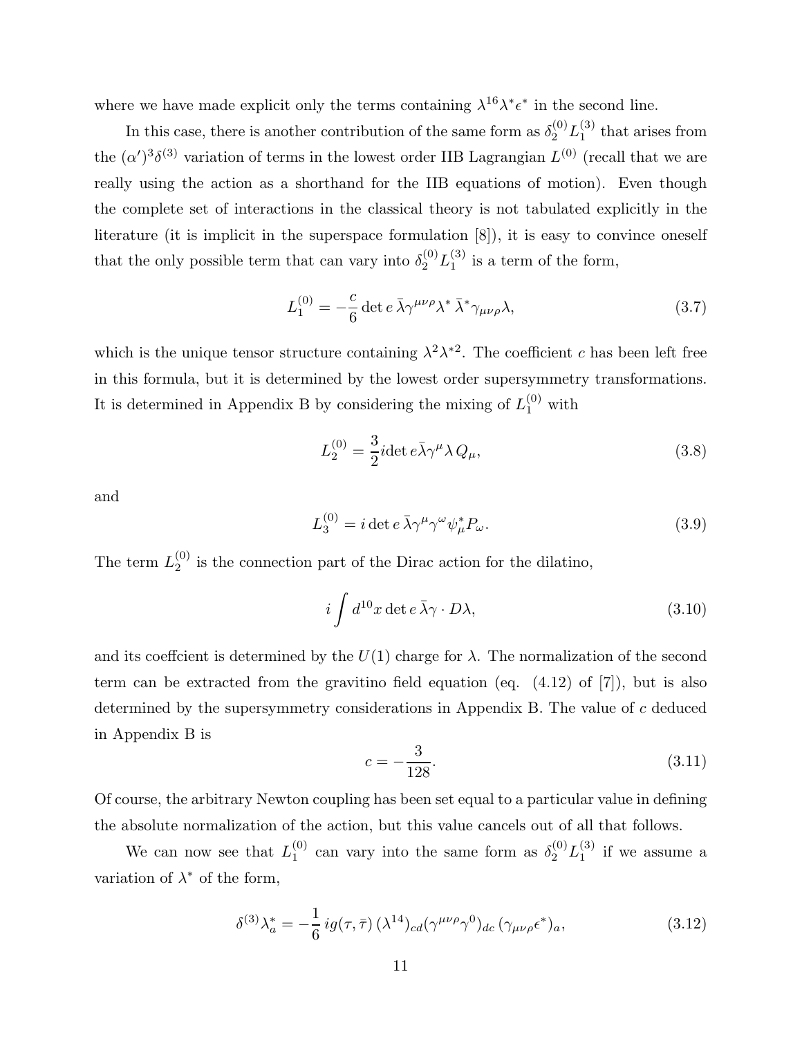where we have made explicit only the terms containing $\lambda^{16}\lambda^*\epsilon^*$ in the second line.

In this case, there is another contribution of the same form as $\delta_2^{(0)}L_1^{(3)}$ that arises from the $(\alpha')^3\delta^{(3)}$ variation of terms in the lowest order IIB Lagrangian $L^{(0)}$ (recall that we are really using the action as a shorthand for the IIB equations of motion). Even though the complete set of interactions in the classical theory is not tabulated explicitly in the literature (it is implicit in the superspace formulation [8]), it is easy to convince oneself that the only possible term that can vary into $\delta_2^{(0)}L_1^{(3)}$ is a term of the form,

$$L_1^{(0)} = -\frac{c}{6}\det e\,\bar{\lambda}\gamma^{\mu\nu\rho}\lambda^*\,\bar{\lambda}^*\gamma_{\mu\nu\rho}\lambda, \tag{3.7}$$

which is the unique tensor structure containing $\lambda^2\lambda^{*2}$. The coefficient $c$ has been left free in this formula, but it is determined by the lowest order supersymmetry transformations. It is determined in Appendix B by considering the mixing of $L_1^{(0)}$ with

$$L_2^{(0)} = \frac{3}{2}i\det e\bar{\lambda}\gamma^\mu\lambda\,Q_\mu, \tag{3.8}$$

and

$$L_3^{(0)} = i\det e\,\bar{\lambda}\gamma^\mu\gamma^\omega\psi^*_\mu P_\omega. \tag{3.9}$$

The term $L_2^{(0)}$ is the connection part of the Dirac action for the dilatino,

$$i\int d^{10}x\det e\,\bar{\lambda}\gamma\cdot D\lambda, \tag{3.10}$$

and its coeffcient is determined by the $U(1)$ charge for $\lambda$. The normalization of the second term can be extracted from the gravitino field equation (eq. (4.12) of [7]), but is also determined by the supersymmetry considerations in Appendix B. The value of $c$ deduced in Appendix B is

$$c = -\frac{3}{128}. \tag{3.11}$$

Of course, the arbitrary Newton coupling has been set equal to a particular value in defining the absolute normalization of the action, but this value cancels out of all that follows.

We can now see that $L_1^{(0)}$ can vary into the same form as $\delta_2^{(0)}L_1^{(3)}$ if we assume a variation of $\lambda^*$ of the form,

$$\delta^{(3)}\lambda^*_a = -\frac{1}{6}\,ig(\tau,\bar{\tau})\,(\lambda^{14})_{cd}(\gamma^{\mu\nu\rho}\gamma^0)_{dc}\,(\gamma_{\mu\nu\rho}\epsilon^*)_a, \tag{3.12}$$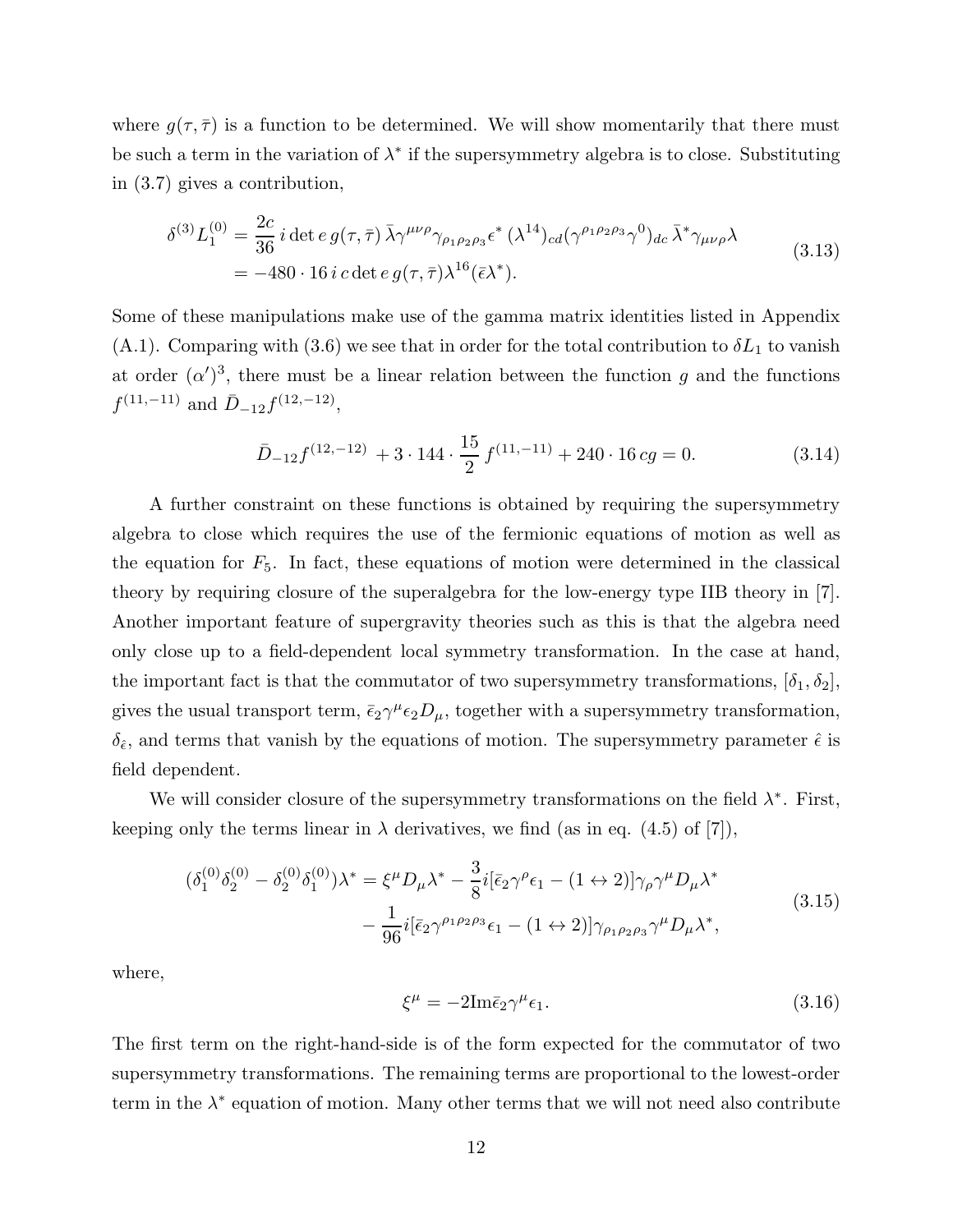where $g(\tau, \bar{\tau})$ is a function to be determined. We will show momentarily that there must be such a term in the variation of $\lambda^*$ if the supersymmetry algebra is to close. Substituting in (3.7) gives a contribution,

$$
\begin{aligned}
\delta^{(3)} L_1^{(0)} &= \frac{2c}{36}\, i \det e\, g(\tau, \bar{\tau})\, \bar{\lambda} \gamma^{\mu\nu\rho} \gamma_{\rho_1 \rho_2 \rho_3} \epsilon^* \, (\lambda^{14})_{cd} (\gamma^{\rho_1 \rho_2 \rho_3} \gamma^0)_{dc}\, \bar{\lambda}^* \gamma_{\mu\nu\rho} \lambda \\
&= -480 \cdot 16\, i\, c \det e\, g(\tau, \bar{\tau}) \lambda^{16} (\bar{\epsilon} \lambda^*).
\end{aligned}
\tag{3.13}
$$

Some of these manipulations make use of the gamma matrix identities listed in Appendix (A.1). Comparing with (3.6) we see that in order for the total contribution to $\delta L_1$ to vanish at order $(\alpha')^3$, there must be a linear relation between the function $g$ and the functions $f^{(11,-11)}$ and $\bar{D}_{-12} f^{(12,-12)}$,

$$
\bar{D}_{-12} f^{(12,-12)} \; + 3 \cdot 144 \cdot \frac{15}{2}\, f^{(11,-11)} + 240 \cdot 16\, c g = 0.
\tag{3.14}
$$

A further constraint on these functions is obtained by requiring the supersymmetry algebra to close which requires the use of the fermionic equations of motion as well as the equation for $F_5$. In fact, these equations of motion were determined in the classical theory by requiring closure of the superalgebra for the low-energy type IIB theory in [7]. Another important feature of supergravity theories such as this is that the algebra need only close up to a field-dependent local symmetry transformation. In the case at hand, the important fact is that the commutator of two supersymmetry transformations, $[\delta_1, \delta_2]$, gives the usual transport term, $\bar{\epsilon}_2 \gamma^\mu \epsilon_2 D_\mu$, together with a supersymmetry transformation, $\delta_{\hat{\epsilon}}$, and terms that vanish by the equations of motion. The supersymmetry parameter $\hat{\epsilon}$ is field dependent.

We will consider closure of the supersymmetry transformations on the field $\lambda^*$. First, keeping only the terms linear in $\lambda$ derivatives, we find (as in eq. (4.5) of [7]),

$$
\begin{aligned}
(\delta_1^{(0)} \delta_2^{(0)} - \delta_2^{(0)} \delta_1^{(0)}) \lambda^* = \xi^\mu D_\mu \lambda^* &- \frac{3}{8} i [\bar{\epsilon}_2 \gamma^\rho \epsilon_1 - (1 \leftrightarrow 2)] \gamma_\rho \gamma^\mu D_\mu \lambda^* \\
&- \frac{1}{96} i [\bar{\epsilon}_2 \gamma^{\rho_1 \rho_2 \rho_3} \epsilon_1 - (1 \leftrightarrow 2)] \gamma_{\rho_1 \rho_2 \rho_3} \gamma^\mu D_\mu \lambda^*,
\end{aligned}
\tag{3.15}
$$

where,

$$
\xi^\mu = -2 \mathrm{Im} \bar{\epsilon}_2 \gamma^\mu \epsilon_1.
\tag{3.16}
$$

The first term on the right-hand-side is of the form expected for the commutator of two supersymmetry transformations. The remaining terms are proportional to the lowest-order term in the $\lambda^*$ equation of motion. Many other terms that we will not need also contribute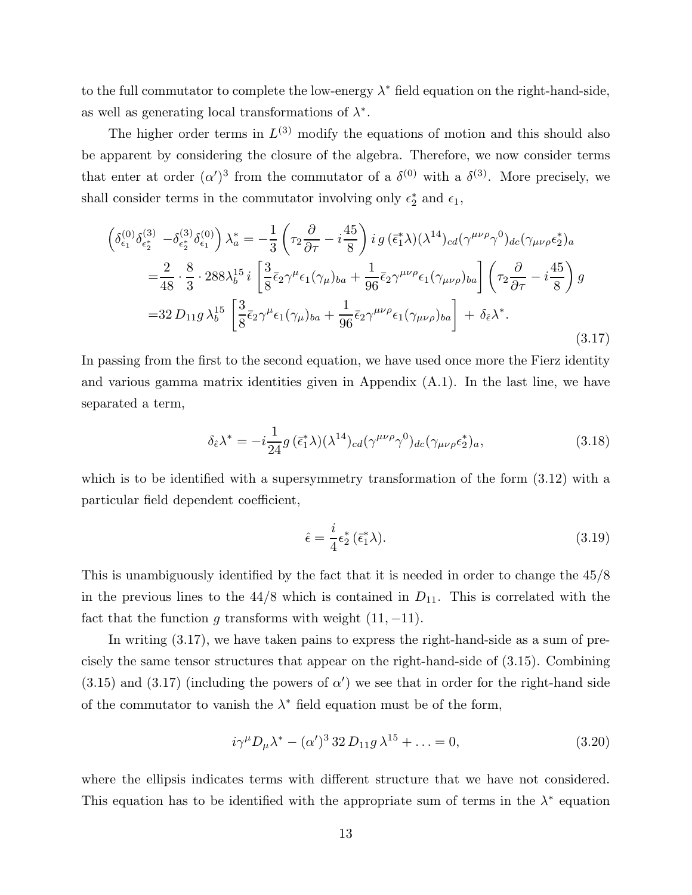to the full commutator to complete the low-energy $\lambda^*$ field equation on the right-hand-side, as well as generating local transformations of $\lambda^*$.

The higher order terms in $L^{(3)}$ modify the equations of motion and this should also be apparent by considering the closure of the algebra. Therefore, we now consider terms that enter at order $(\alpha')^3$ from the commutator of a $\delta^{(0)}$ with a $\delta^{(3)}$. More precisely, we shall consider terms in the commutator involving only $\epsilon_2^*$ and $\epsilon_1$,

$$
\begin{aligned}
\left(\delta^{(0)}_{\epsilon_1}\delta^{(3)}_{\epsilon_2^*} - \delta^{(3)}_{\epsilon_2^*}\delta^{(0)}_{\epsilon_1}\right)\lambda^*_a &= -\frac{1}{3}\left(\tau_2\frac{\partial}{\partial\tau} - i\frac{45}{8}\right) i\, g\, (\bar{\epsilon}_1^*\lambda)(\lambda^{14})_{cd}(\gamma^{\mu\nu\rho}\gamma^0)_{dc}(\gamma_{\mu\nu\rho}\epsilon_2^*)_a \\
&= \frac{2}{48}\cdot\frac{8}{3}\cdot 288\lambda_b^{15}\, i\left[\frac{3}{8}\bar{\epsilon}_2\gamma^\mu\epsilon_1(\gamma_\mu)_{ba} + \frac{1}{96}\bar{\epsilon}_2\gamma^{\mu\nu\rho}\epsilon_1(\gamma_{\mu\nu\rho})_{ba}\right]\left(\tau_2\frac{\partial}{\partial\tau} - i\frac{45}{8}\right) g \\
&= 32\, D_{11} g\, \lambda_b^{15}\left[\frac{3}{8}\bar{\epsilon}_2\gamma^\mu\epsilon_1(\gamma_\mu)_{ba} + \frac{1}{96}\bar{\epsilon}_2\gamma^{\mu\nu\rho}\epsilon_1(\gamma_{\mu\nu\rho})_{ba}\right] + \delta_{\hat{\epsilon}}\lambda^*.
\end{aligned}
\tag{3.17}
$$

In passing from the first to the second equation, we have used once more the Fierz identity and various gamma matrix identities given in Appendix (A.1). In the last line, we have separated a term,

$$
\delta_{\hat{\epsilon}}\lambda^* = -i\frac{1}{24} g\, (\bar{\epsilon}_1^*\lambda)(\lambda^{14})_{cd}(\gamma^{\mu\nu\rho}\gamma^0)_{dc}(\gamma_{\mu\nu\rho}\epsilon_2^*)_a, \tag{3.18}
$$

which is to be identified with a supersymmetry transformation of the form (3.12) with a particular field dependent coefficient,

$$
\hat{\epsilon} = \frac{i}{4}\epsilon_2^*\, (\bar{\epsilon}_1^*\lambda). \tag{3.19}
$$

This is unambiguously identified by the fact that it is needed in order to change the 45/8 in the previous lines to the 44/8 which is contained in $D_{11}$. This is correlated with the fact that the function $g$ transforms with weight $(11, -11)$.

In writing (3.17), we have taken pains to express the right-hand-side as a sum of precisely the same tensor structures that appear on the right-hand-side of (3.15). Combining (3.15) and (3.17) (including the powers of $\alpha'$) we see that in order for the right-hand side of the commutator to vanish the $\lambda^*$ field equation must be of the form,

$$
i\gamma^\mu D_\mu\lambda^* - (\alpha')^3\, 32\, D_{11} g\, \lambda^{15} + \ldots = 0, \tag{3.20}
$$

where the ellipsis indicates terms with different structure that we have not considered. This equation has to be identified with the appropriate sum of terms in the $\lambda^*$ equation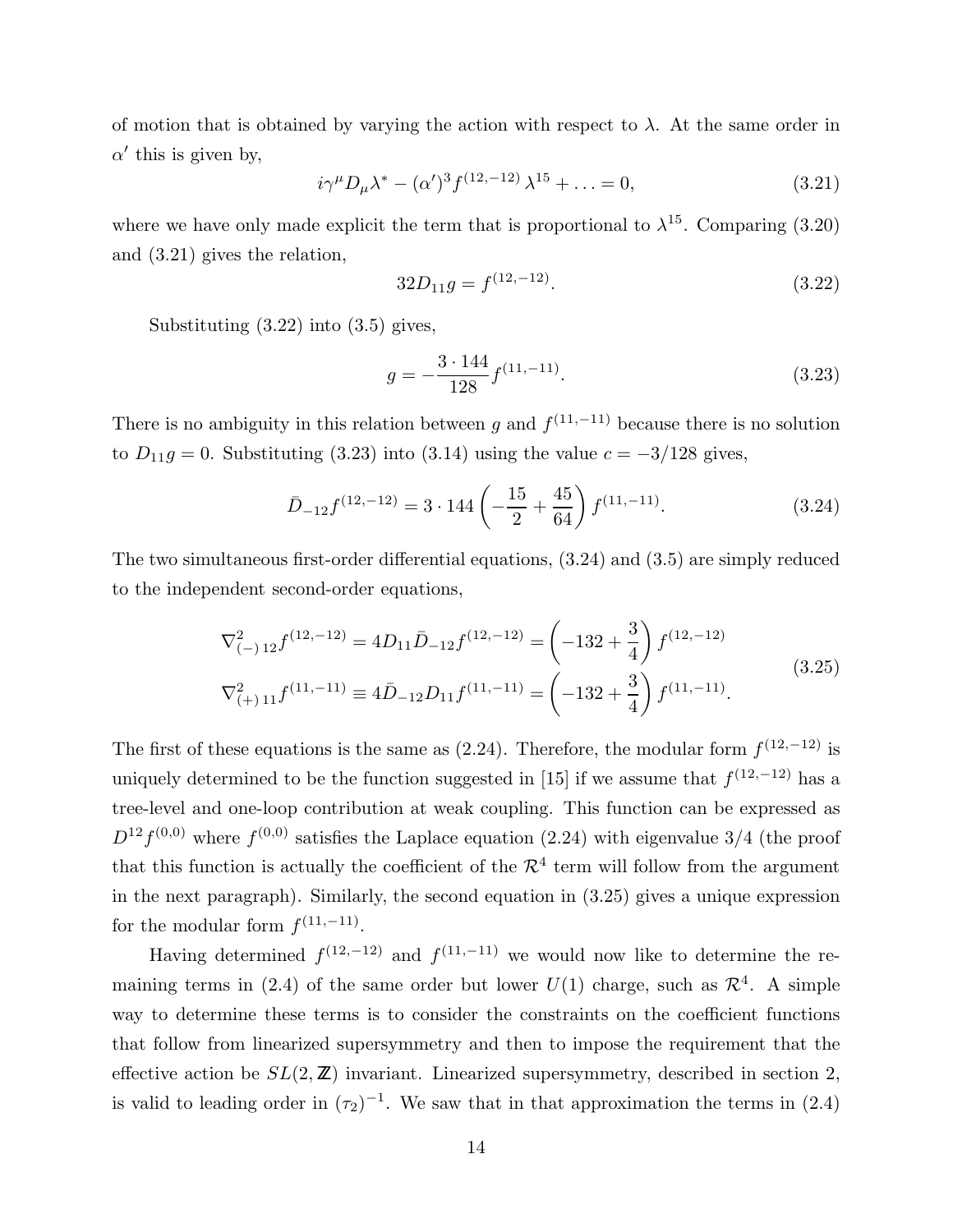of motion that is obtained by varying the action with respect to $\lambda$. At the same order in $\alpha'$ this is given by,

$$i\gamma^\mu D_\mu \lambda^* - (\alpha')^3 f^{(12,-12)} \lambda^{15} + \ldots = 0, \tag{3.21}$$

where we have only made explicit the term that is proportional to $\lambda^{15}$. Comparing (3.20) and (3.21) gives the relation,

$$32 D_{11} g = f^{(12,-12)}. \tag{3.22}$$

Substituting (3.22) into (3.5) gives,

$$g = -\frac{3 \cdot 144}{128} f^{(11,-11)}. \tag{3.23}$$

There is no ambiguity in this relation between $g$ and $f^{(11,-11)}$ because there is no solution to $D_{11} g = 0$. Substituting (3.23) into (3.14) using the value $c = -3/128$ gives,

$$\bar{D}_{-12} f^{(12,-12)} = 3 \cdot 144 \left( -\frac{15}{2} + \frac{45}{64} \right) f^{(11,-11)}. \tag{3.24}$$

The two simultaneous first-order differential equations, (3.24) and (3.5) are simply reduced to the independent second-order equations,

$$\begin{aligned}
\nabla^2_{(-)\,12} f^{(12,-12)} &= 4 D_{11} \bar{D}_{-12} f^{(12,-12)} = \left( -132 + \frac{3}{4} \right) f^{(12,-12)} \\
\nabla^2_{(+)\,11} f^{(11,-11)} &\equiv 4 \bar{D}_{-12} D_{11} f^{(11,-11)} = \left( -132 + \frac{3}{4} \right) f^{(11,-11)}.
\end{aligned} \tag{3.25}$$

The first of these equations is the same as (2.24). Therefore, the modular form $f^{(12,-12)}$ is uniquely determined to be the function suggested in [15] if we assume that $f^{(12,-12)}$ has a tree-level and one-loop contribution at weak coupling. This function can be expressed as $D^{12} f^{(0,0)}$ where $f^{(0,0)}$ satisfies the Laplace equation (2.24) with eigenvalue $3/4$ (the proof that this function is actually the coefficient of the $\mathcal{R}^4$ term will follow from the argument in the next paragraph). Similarly, the second equation in (3.25) gives a unique expression for the modular form $f^{(11,-11)}$.

Having determined $f^{(12,-12)}$ and $f^{(11,-11)}$ we would now like to determine the remaining terms in (2.4) of the same order but lower $U(1)$ charge, such as $\mathcal{R}^4$. A simple way to determine these terms is to consider the constraints on the coefficient functions that follow from linearized supersymmetry and then to impose the requirement that the effective action be $SL(2,\mathbb{Z})$ invariant. Linearized supersymmetry, described in section 2, is valid to leading order in $(\tau_2)^{-1}$. We saw that in that approximation the terms in (2.4)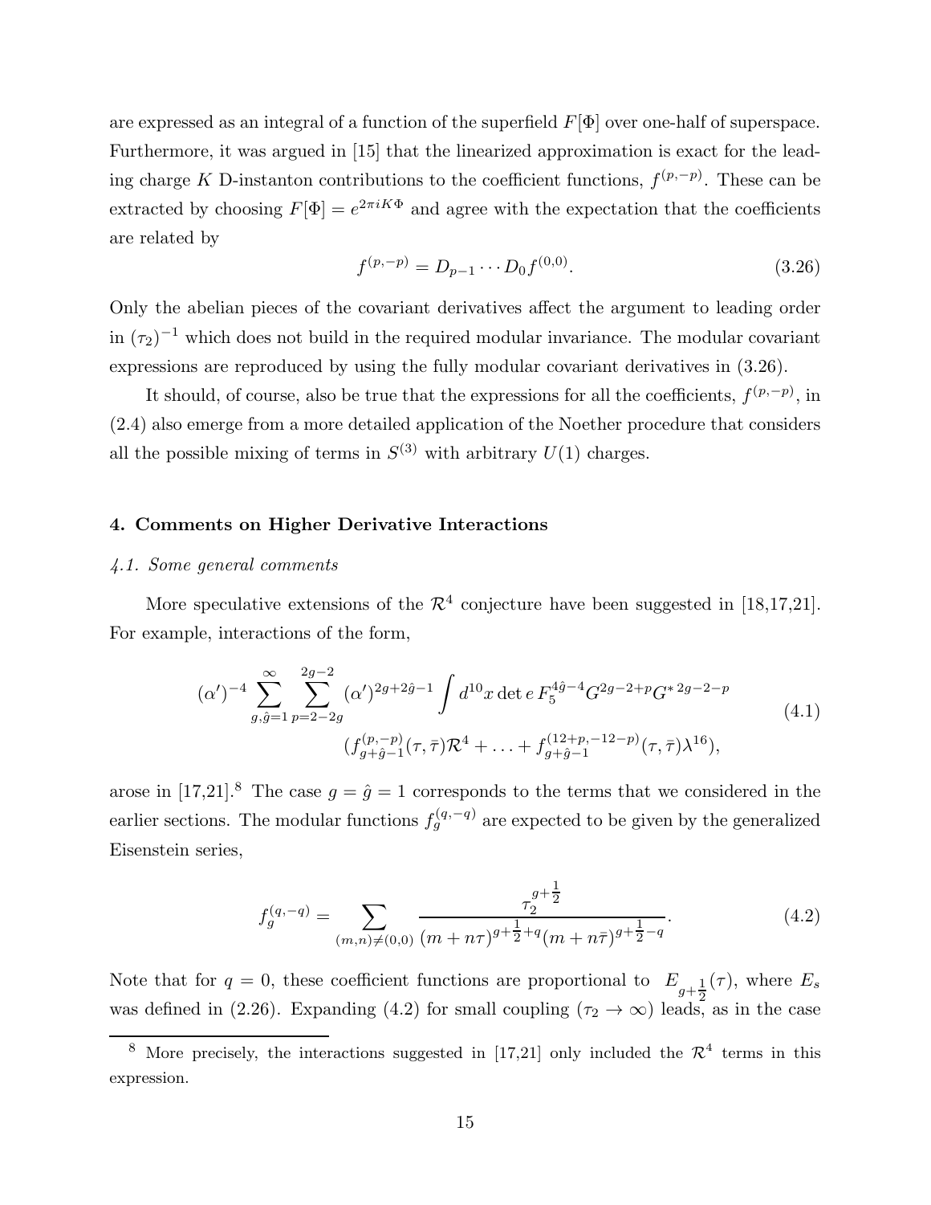are expressed as an integral of a function of the superfield $F[\Phi]$ over one-half of superspace. Furthermore, it was argued in [15] that the linearized approximation is exact for the leading charge $K$ D-instanton contributions to the coefficient functions, $f^{(p,-p)}$. These can be extracted by choosing $F[\Phi] = e^{2\pi i K\Phi}$ and agree with the expectation that the coefficients are related by

$$f^{(p,-p)} = D_{p-1}\cdots D_0 f^{(0,0)}. \tag{3.26}$$

Only the abelian pieces of the covariant derivatives affect the argument to leading order in $(\tau_2)^{-1}$ which does not build in the required modular invariance. The modular covariant expressions are reproduced by using the fully modular covariant derivatives in (3.26).

It should, of course, also be true that the expressions for all the coefficients, $f^{(p,-p)}$, in (2.4) also emerge from a more detailed application of the Noether procedure that considers all the possible mixing of terms in $S^{(3)}$ with arbitrary $U(1)$ charges.

## 4. Comments on Higher Derivative Interactions

### *4.1. Some general comments*

More speculative extensions of the $\mathcal{R}^4$ conjecture have been suggested in [18,17,21]. For example, interactions of the form,

$$\begin{aligned}(\alpha')^{-4}\sum_{g,\hat{g}=1}^{\infty}\sum_{p=2-2g}^{2g-2}(\alpha')^{2g+2\hat{g}-1}\int d^{10}x \det e\, F_5^{4\hat{g}-4}G^{2g-2+p}G^{*\,2g-2-p}\\ (f^{(p,-p)}_{g+\hat{g}-1}(\tau,\bar{\tau})\mathcal{R}^4+\ldots+f^{(12+p,-12-p)}_{g+\hat{g}-1}(\tau,\bar{\tau})\lambda^{16}),\end{aligned} \tag{4.1}$$

arose in [17,21].[8] The case $g=\hat{g}=1$ corresponds to the terms that we considered in the earlier sections. The modular functions $f_g^{(q,-q)}$ are expected to be given by the generalized Eisenstein series,

$$f_g^{(q,-q)} = \sum_{(m,n)\neq(0,0)}\frac{\tau_2^{g+\frac{1}{2}}}{(m+n\tau)^{g+\frac{1}{2}+q}(m+n\bar{\tau})^{g+\frac{1}{2}-q}}. \tag{4.2}$$

Note that for $q=0$, these coefficient functions are proportional to $E_{g+\frac{1}{2}}(\tau)$, where $E_s$ was defined in (2.26). Expanding (4.2) for small coupling ($\tau_2\to\infty$) leads, as in the case

[8] More precisely, the interactions suggested in [17,21] only included the $\mathcal{R}^4$ terms in this expression.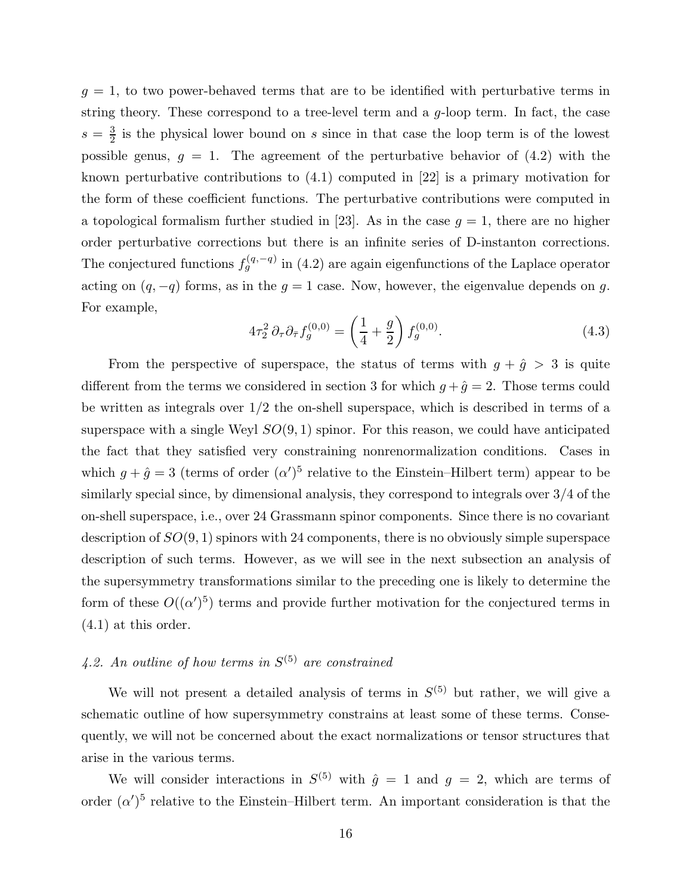$g = 1$, to two power-behaved terms that are to be identified with perturbative terms in string theory. These correspond to a tree-level term and a $g$-loop term. In fact, the case $s = \frac{3}{2}$ is the physical lower bound on $s$ since in that case the loop term is of the lowest possible genus, $g = 1$. The agreement of the perturbative behavior of (4.2) with the known perturbative contributions to (4.1) computed in [22] is a primary motivation for the form of these coefficient functions. The perturbative contributions were computed in a topological formalism further studied in [23]. As in the case $g = 1$, there are no higher order perturbative corrections but there is an infinite series of D-instanton corrections. The conjectured functions $f_g^{(q,-q)}$ in (4.2) are again eigenfunctions of the Laplace operator acting on $(q, -q)$ forms, as in the $g = 1$ case. Now, however, the eigenvalue depends on $g$. For example,

$$4\tau_2^2\, \partial_\tau \partial_{\bar\tau} f_g^{(0,0)} = \left(\frac{1}{4} + \frac{g}{2}\right) f_g^{(0,0)}. \tag{4.3}$$

From the perspective of superspace, the status of terms with $g + \hat{g} > 3$ is quite different from the terms we considered in section 3 for which $g + \hat{g} = 2$. Those terms could be written as integrals over 1/2 the on-shell superspace, which is described in terms of a superspace with a single Weyl $SO(9,1)$ spinor. For this reason, we could have anticipated the fact that they satisfied very constraining nonrenormalization conditions. Cases in which $g + \hat{g} = 3$ (terms of order $(\alpha')^5$ relative to the Einstein–Hilbert term) appear to be similarly special since, by dimensional analysis, they correspond to integrals over 3/4 of the on-shell superspace, i.e., over 24 Grassmann spinor components. Since there is no covariant description of $SO(9,1)$ spinors with 24 components, there is no obviously simple superspace description of such terms. However, as we will see in the next subsection an analysis of the supersymmetry transformations similar to the preceding one is likely to determine the form of these $O((\alpha')^5)$ terms and provide further motivation for the conjectured terms in (4.1) at this order.

### *4.2. An outline of how terms in $S^{(5)}$ are constrained*

We will not present a detailed analysis of terms in $S^{(5)}$ but rather, we will give a schematic outline of how supersymmetry constrains at least some of these terms. Consequently, we will not be concerned about the exact normalizations or tensor structures that arise in the various terms.

We will consider interactions in $S^{(5)}$ with $\hat{g} = 1$ and $g = 2$, which are terms of order $(\alpha')^5$ relative to the Einstein–Hilbert term. An important consideration is that the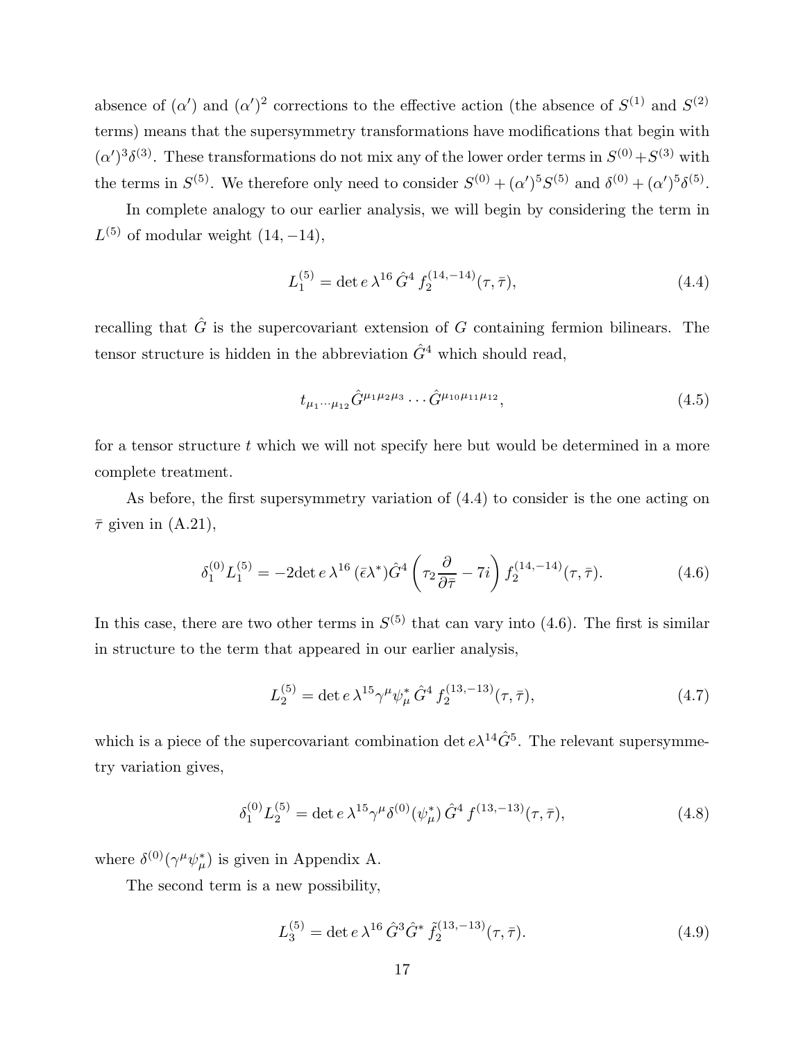absence of $(\alpha')$ and $(\alpha')^2$ corrections to the effective action (the absence of $S^{(1)}$ and $S^{(2)}$ terms) means that the supersymmetry transformations have modifications that begin with $(\alpha')^3\delta^{(3)}$. These transformations do not mix any of the lower order terms in $S^{(0)}+S^{(3)}$ with the terms in $S^{(5)}$. We therefore only need to consider $S^{(0)} + (\alpha')^5 S^{(5)}$ and $\delta^{(0)} + (\alpha')^5\delta^{(5)}$.

In complete analogy to our earlier analysis, we will begin by considering the term in $L^{(5)}$ of modular weight $(14, -14)$,

$$L_1^{(5)} = \det e\, \lambda^{16}\, \hat{G}^4\, f_2^{(14,-14)}(\tau, \bar{\tau}), \tag{4.4}$$

recalling that $\hat{G}$ is the supercovariant extension of $G$ containing fermion bilinears. The tensor structure is hidden in the abbreviation $\hat{G}^4$ which should read,

$$t_{\mu_1\cdots\mu_{12}} \hat{G}^{\mu_1\mu_2\mu_3} \cdots \hat{G}^{\mu_{10}\mu_{11}\mu_{12}}, \tag{4.5}$$

for a tensor structure $t$ which we will not specify here but would be determined in a more complete treatment.

As before, the first supersymmetry variation of (4.4) to consider is the one acting on $\bar{\tau}$ given in (A.21),

$$\delta_1^{(0)} L_1^{(5)} = -2\det e\, \lambda^{16}\, (\bar{\epsilon}\lambda^*) \hat{G}^4 \left(\tau_2 \frac{\partial}{\partial\bar{\tau}} - 7i\right) f_2^{(14,-14)}(\tau, \bar{\tau}). \tag{4.6}$$

In this case, there are two other terms in $S^{(5)}$ that can vary into (4.6). The first is similar in structure to the term that appeared in our earlier analysis,

$$L_2^{(5)} = \det e\, \lambda^{15} \gamma^\mu \psi_\mu^*\, \hat{G}^4\, f_2^{(13,-13)}(\tau, \bar{\tau}), \tag{4.7}$$

which is a piece of the supercovariant combination $\det e \lambda^{14} \hat{G}^5$. The relevant supersymmetry variation gives,

$$\delta_1^{(0)} L_2^{(5)} = \det e\, \lambda^{15} \gamma^\mu \delta^{(0)}(\psi_\mu^*)\, \hat{G}^4\, f^{(13,-13)}(\tau, \bar{\tau}), \tag{4.8}$$

where $\delta^{(0)}(\gamma^\mu \psi_\mu^*)$ is given in Appendix A.

The second term is a new possibility,

$$L_3^{(5)} = \det e\, \lambda^{16}\, \hat{G}^3 \hat{G}^*\, \tilde{f}_2^{(13,-13)}(\tau, \bar{\tau}). \tag{4.9}$$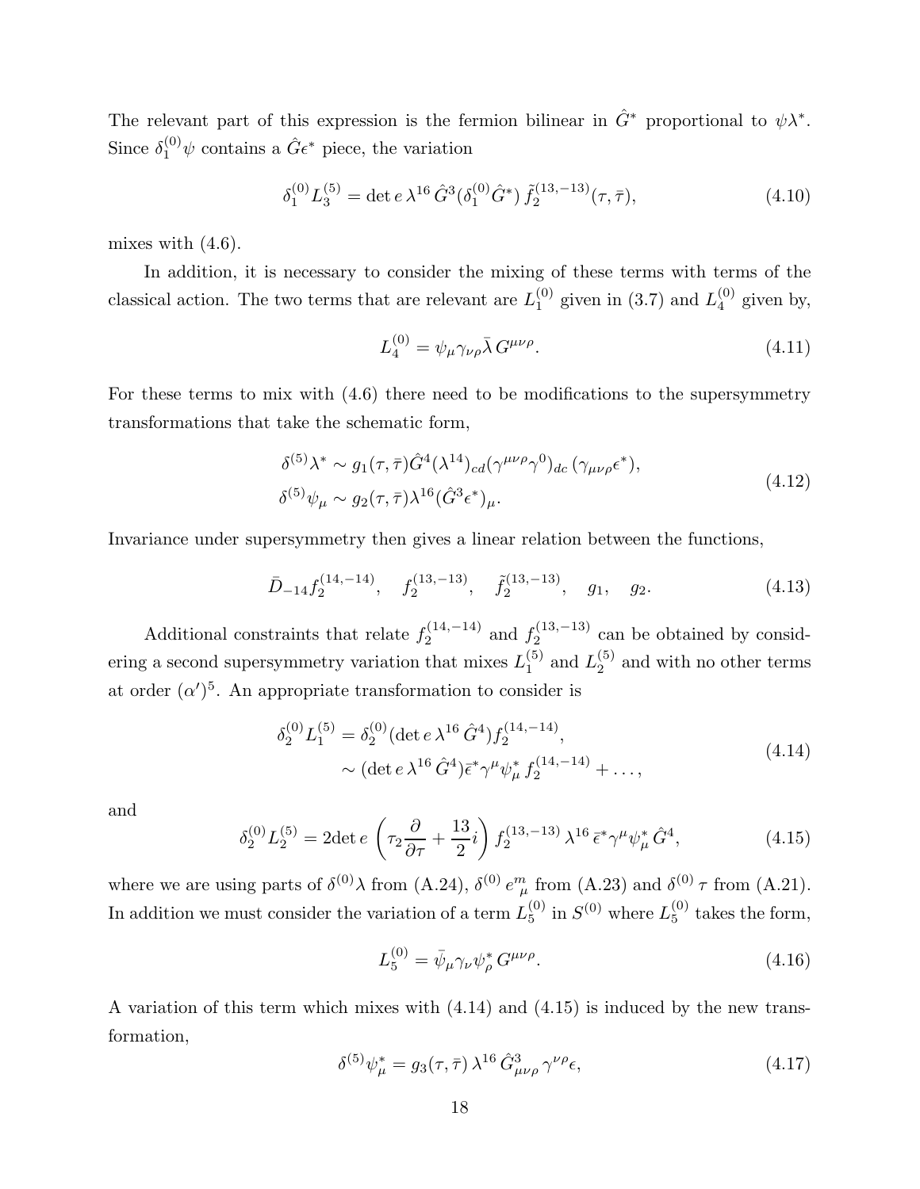The relevant part of this expression is the fermion bilinear in $\hat{G}^*$ proportional to $\psi\lambda^*$. Since $\delta_1^{(0)}\psi$ contains a $\hat{G}\epsilon^*$ piece, the variation

$$
\delta_1^{(0)} L_3^{(5)} = \det e\, \lambda^{16}\, \hat{G}^3 (\delta_1^{(0)} \hat{G}^*)\, \tilde{f}_2^{(13,-13)}(\tau, \bar{\tau}), \tag{4.10}
$$

mixes with (4.6).

In addition, it is necessary to consider the mixing of these terms with terms of the classical action. The two terms that are relevant are $L_1^{(0)}$ given in (3.7) and $L_4^{(0)}$ given by,

$$
L_4^{(0)} = \psi_\mu \gamma_{\nu\rho} \bar{\lambda}\, G^{\mu\nu\rho}. \tag{4.11}
$$

For these terms to mix with (4.6) there need to be modifications to the supersymmetry transformations that take the schematic form,

$$
\begin{aligned}
&\delta^{(5)}\lambda^* \sim g_1(\tau,\bar{\tau}) \hat{G}^4 (\lambda^{14})_{cd} (\gamma^{\mu\nu\rho}\gamma^0)_{dc}\, (\gamma_{\mu\nu\rho}\epsilon^*), \\
&\delta^{(5)}\psi_\mu \sim g_2(\tau,\bar{\tau}) \lambda^{16} (\hat{G}^3 \epsilon^*)_\mu.
\end{aligned} \tag{4.12}
$$

Invariance under supersymmetry then gives a linear relation between the functions,

$$
\bar{D}_{-14} f_2^{(14,-14)}, \quad f_2^{(13,-13)}, \quad \tilde{f}_2^{(13,-13)}, \quad g_1, \quad g_2. \tag{4.13}
$$

Additional constraints that relate $f_2^{(14,-14)}$ and $f_2^{(13,-13)}$ can be obtained by considering a second supersymmetry variation that mixes $L_1^{(5)}$ and $L_2^{(5)}$ and with no other terms at order $(\alpha')^5$. An appropriate transformation to consider is

$$
\begin{aligned}
\delta_2^{(0)} L_1^{(5)} &= \delta_2^{(0)} (\det e\, \lambda^{16}\, \hat{G}^4) f_2^{(14,-14)}, \\
&\sim (\det e\, \lambda^{16}\, \hat{G}^4) \bar{\epsilon}^* \gamma^\mu \psi_\mu^*\, f_2^{(14,-14)} + \ldots,
\end{aligned} \tag{4.14}
$$

and

$$
\delta_2^{(0)} L_2^{(5)} = 2 \det e \left( \tau_2 \frac{\partial}{\partial \tau} + \frac{13}{2} i \right) f_2^{(13,-13)}\, \lambda^{16}\, \bar{\epsilon}^* \gamma^\mu \psi_\mu^*\, \hat{G}^4, \tag{4.15}
$$

where we are using parts of $\delta^{(0)}\lambda$ from (A.24), $\delta^{(0)}\, e_\mu^m$ from (A.23) and $\delta^{(0)}\,\tau$ from (A.21). In addition we must consider the variation of a term $L_5^{(0)}$ in $S^{(0)}$ where $L_5^{(0)}$ takes the form,

$$
L_5^{(0)} = \bar{\psi}_\mu \gamma_\nu \psi_\rho^*\, G^{\mu\nu\rho}. \tag{4.16}
$$

A variation of this term which mixes with (4.14) and (4.15) is induced by the new transformation,

$$
\delta^{(5)}\psi_\mu^* = g_3(\tau,\bar{\tau})\, \lambda^{16}\, \hat{G}^3_{\mu\nu\rho}\, \gamma^{\nu\rho}\epsilon, \tag{4.17}
$$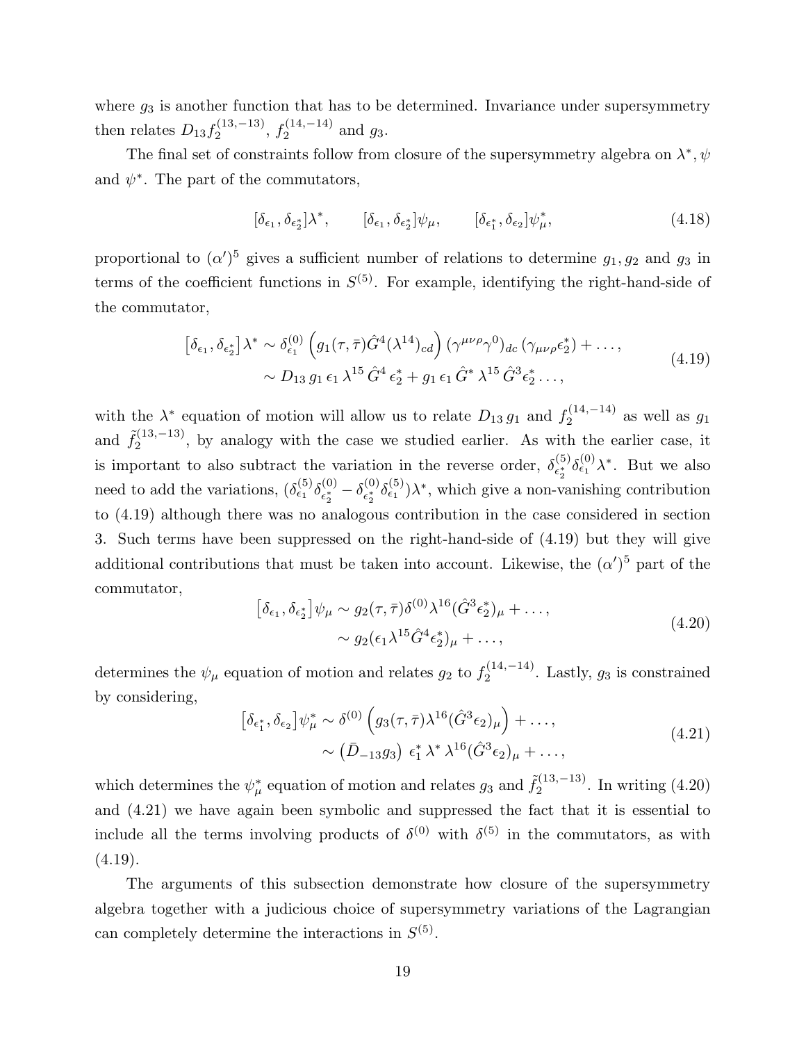where $g_3$ is another function that has to be determined. Invariance under supersymmetry then relates $D_{13} f_2^{(13,-13)}$, $f_2^{(14,-14)}$ and $g_3$.

The final set of constraints follow from closure of the supersymmetry algebra on $\lambda^*, \psi$ and $\psi^*$. The part of the commutators,

$$
[\delta_{\epsilon_1}, \delta_{\epsilon_2^*}]\lambda^*, \qquad [\delta_{\epsilon_1}, \delta_{\epsilon_2^*}]\psi_\mu, \qquad [\delta_{\epsilon_1^*}, \delta_{\epsilon_2}]\psi_\mu^*, \tag{4.18}
$$

proportional to $(\alpha')^5$ gives a sufficient number of relations to determine $g_1, g_2$ and $g_3$ in terms of the coefficient functions in $S^{(5)}$. For example, identifying the right-hand-side of the commutator,

$$
\begin{aligned}
\left[\delta_{\epsilon_1}, \delta_{\epsilon_2^*}\right]\lambda^* &\sim \delta_{\epsilon_1}^{(0)} \left( g_1(\tau, \bar\tau) \hat G^4 (\lambda^{14})_{cd} \right) (\gamma^{\mu\nu\rho}\gamma^0)_{dc} \, (\gamma_{\mu\nu\rho}\epsilon_2^*) + \dots , \\
&\sim D_{13}\, g_1\, \epsilon_1\, \lambda^{15}\, \hat G^4\, \epsilon_2^* + g_1\, \epsilon_1\, \hat G^*\, \lambda^{15}\, \hat G^3 \epsilon_2^* \dots ,
\end{aligned} \tag{4.19}
$$

with the $\lambda^*$ equation of motion will allow us to relate $D_{13}\, g_1$ and $f_2^{(14,-14)}$ as well as $g_1$ and $\tilde f_2^{(13,-13)}$, by analogy with the case we studied earlier. As with the earlier case, it is important to also subtract the variation in the reverse order, $\delta_{\epsilon_2^*}^{(5)}\delta_{\epsilon_1}^{(0)}\lambda^*$. But we also need to add the variations, $(\delta_{\epsilon_1}^{(5)}\delta_{\epsilon_2^*}^{(0)} - \delta_{\epsilon_2^*}^{(0)}\delta_{\epsilon_1}^{(5)})\lambda^*$, which give a non-vanishing contribution to (4.19) although there was no analogous contribution in the case considered in section 3. Such terms have been suppressed on the right-hand-side of (4.19) but they will give additional contributions that must be taken into account. Likewise, the $(\alpha')^5$ part of the commutator,

$$
\begin{aligned}
\left[\delta_{\epsilon_1}, \delta_{\epsilon_2^*}\right]\psi_\mu &\sim g_2(\tau, \bar\tau)\delta^{(0)}\lambda^{16}(\hat G^3 \epsilon_2^*)_\mu + \dots , \\
&\sim g_2(\epsilon_1 \lambda^{15} \hat G^4 \epsilon_2^*)_\mu + \dots ,
\end{aligned} \tag{4.20}
$$

determines the $\psi_\mu$ equation of motion and relates $g_2$ to $f_2^{(14,-14)}$. Lastly, $g_3$ is constrained by considering,

$$
\begin{aligned}
\left[\delta_{\epsilon_1^*}, \delta_{\epsilon_2}\right]\psi_\mu^* &\sim \delta^{(0)} \left( g_3(\tau, \bar\tau)\lambda^{16}(\hat G^3 \epsilon_2)_\mu \right) + \dots , \\
&\sim \left( \bar D_{-13} g_3 \right)\, \epsilon_1^*\, \lambda^*\, \lambda^{16}(\hat G^3 \epsilon_2)_\mu + \dots ,
\end{aligned} \tag{4.21}
$$

which determines the $\psi_\mu^*$ equation of motion and relates $g_3$ and $\tilde f_2^{(13,-13)}$. In writing (4.20) and (4.21) we have again been symbolic and suppressed the fact that it is essential to include all the terms involving products of $\delta^{(0)}$ with $\delta^{(5)}$ in the commutators, as with (4.19).

The arguments of this subsection demonstrate how closure of the supersymmetry algebra together with a judicious choice of supersymmetry variations of the Lagrangian can completely determine the interactions in $S^{(5)}$.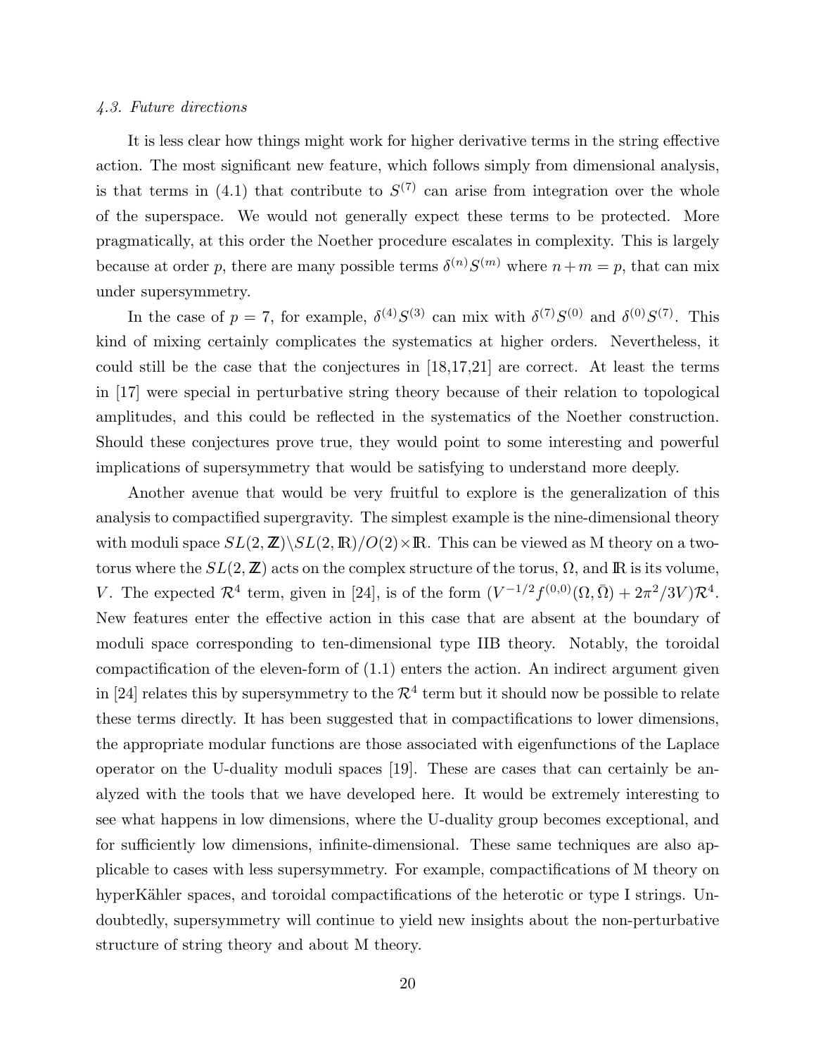### *4.3. Future directions*

It is less clear how things might work for higher derivative terms in the string effective action. The most significant new feature, which follows simply from dimensional analysis, is that terms in (4.1) that contribute to $S^{(7)}$ can arise from integration over the whole of the superspace. We would not generally expect these terms to be protected. More pragmatically, at this order the Noether procedure escalates in complexity. This is largely because at order $p$, there are many possible terms $\delta^{(n)} S^{(m)}$ where $n+m=p$, that can mix under supersymmetry.

In the case of $p=7$, for example, $\delta^{(4)} S^{(3)}$ can mix with $\delta^{(7)} S^{(0)}$ and $\delta^{(0)} S^{(7)}$. This kind of mixing certainly complicates the systematics at higher orders. Nevertheless, it could still be the case that the conjectures in [18,17,21] are correct. At least the terms in [17] were special in perturbative string theory because of their relation to topological amplitudes, and this could be reflected in the systematics of the Noether construction. Should these conjectures prove true, they would point to some interesting and powerful implications of supersymmetry that would be satisfying to understand more deeply.

Another avenue that would be very fruitful to explore is the generalization of this analysis to compactified supergravity. The simplest example is the nine-dimensional theory with moduli space $SL(2,\mathbb{Z})\backslash SL(2,\mathbb{R})/O(2)\times\mathbb{R}$. This can be viewed as M theory on a two-torus where the $SL(2,\mathbb{Z})$ acts on the complex structure of the torus, $\Omega$, and $\mathbb{R}$ is its volume, $V$. The expected $\mathcal{R}^4$ term, given in [24], is of the form $(V^{-1/2} f^{(0,0)}(\Omega,\bar{\Omega}) + 2\pi^2/3V)\mathcal{R}^4$. New features enter the effective action in this case that are absent at the boundary of moduli space corresponding to ten-dimensional type IIB theory. Notably, the toroidal compactification of the eleven-form of (1.1) enters the action. An indirect argument given in [24] relates this by supersymmetry to the $\mathcal{R}^4$ term but it should now be possible to relate these terms directly. It has been suggested that in compactifications to lower dimensions, the appropriate modular functions are those associated with eigenfunctions of the Laplace operator on the U-duality moduli spaces [19]. These are cases that can certainly be analyzed with the tools that we have developed here. It would be extremely interesting to see what happens in low dimensions, where the U-duality group becomes exceptional, and for sufficiently low dimensions, infinite-dimensional. These same techniques are also applicable to cases with less supersymmetry. For example, compactifications of M theory on hyperKähler spaces, and toroidal compactifications of the heterotic or type I strings. Undoubtedly, supersymmetry will continue to yield new insights about the non-perturbative structure of string theory and about M theory.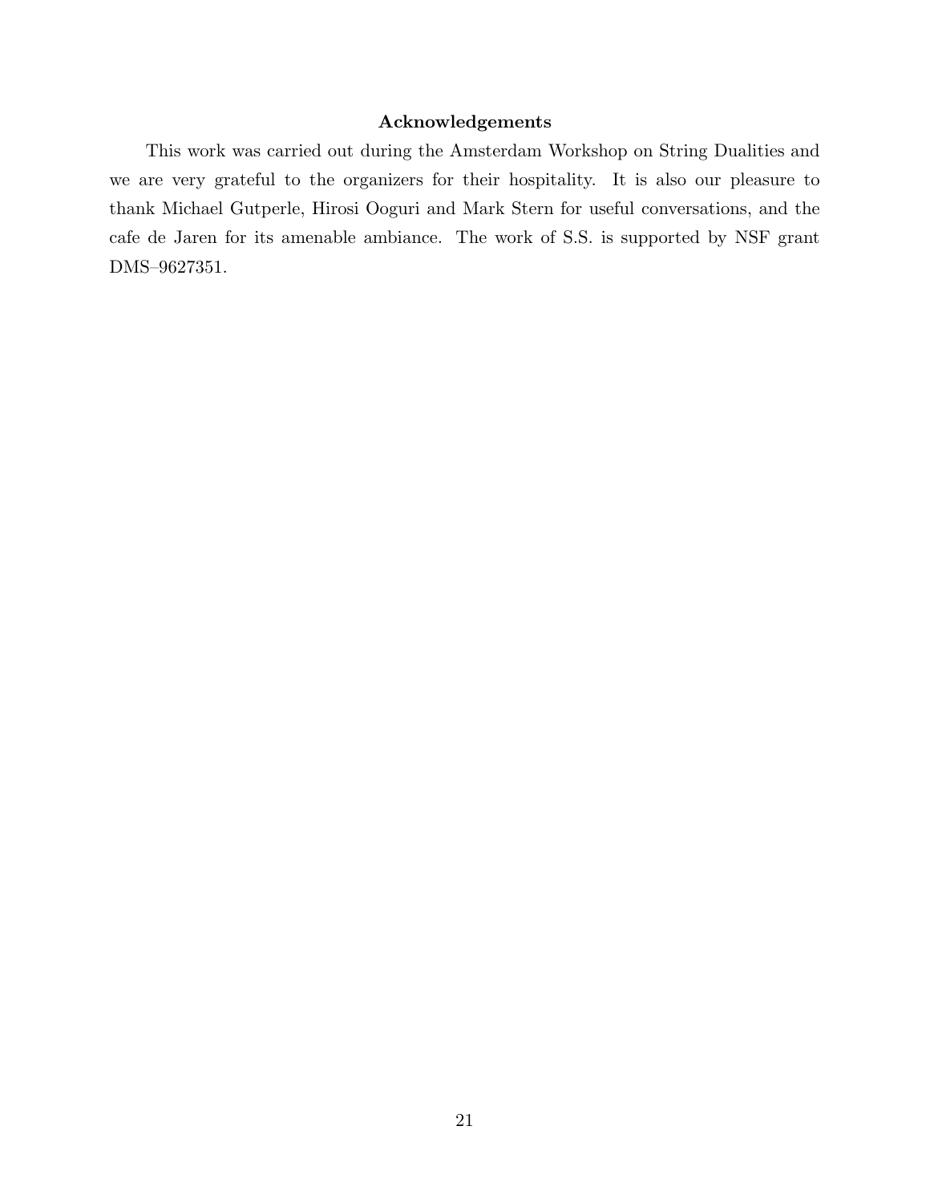### Acknowledgements

This work was carried out during the Amsterdam Workshop on String Dualities and we are very grateful to the organizers for their hospitality. It is also our pleasure to thank Michael Gutperle, Hirosi Ooguri and Mark Stern for useful conversations, and the cafe de Jaren for its amenable ambiance. The work of S.S. is supported by NSF grant DMS–9627351.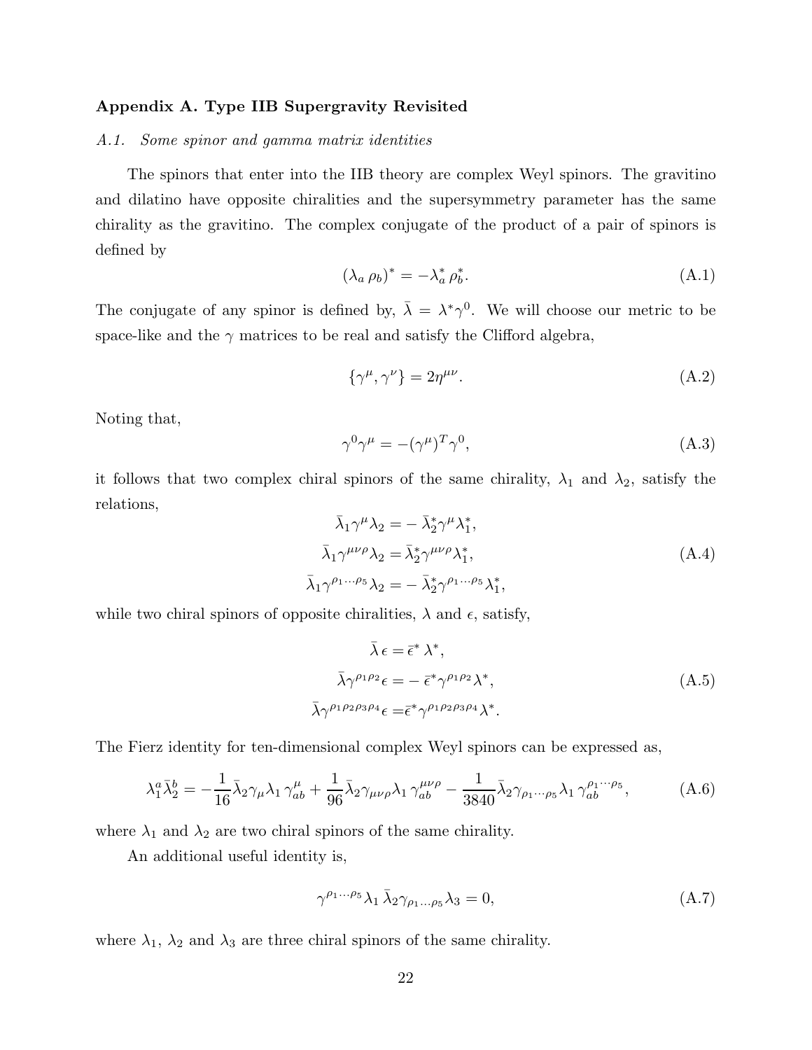## Appendix A. Type IIB Supergravity Revisited

### *A.1. Some spinor and gamma matrix identities*

The spinors that enter into the IIB theory are complex Weyl spinors. The gravitino and dilatino have opposite chiralities and the supersymmetry parameter has the same chirality as the gravitino. The complex conjugate of the product of a pair of spinors is defined by

$$(\lambda_a \, \rho_b)^* = -\lambda_a^* \, \rho_b^*. \tag{A.1}$$

The conjugate of any spinor is defined by, $\bar{\lambda} = \lambda^* \gamma^0$. We will choose our metric to be space-like and the $\gamma$ matrices to be real and satisfy the Clifford algebra,

$$\{\gamma^\mu, \gamma^\nu\} = 2\eta^{\mu\nu}. \tag{A.2}$$

Noting that,

$$\gamma^0 \gamma^\mu = -(\gamma^\mu)^T \gamma^0, \tag{A.3}$$

it follows that two complex chiral spinors of the same chirality, $\lambda_1$ and $\lambda_2$, satisfy the relations,

$$\begin{aligned}
\bar{\lambda}_1 \gamma^\mu \lambda_2 &= -\, \bar{\lambda}_2^* \gamma^\mu \lambda_1^*, \\
\bar{\lambda}_1 \gamma^{\mu\nu\rho} \lambda_2 &= \bar{\lambda}_2^* \gamma^{\mu\nu\rho} \lambda_1^*, \\
\bar{\lambda}_1 \gamma^{\rho_1 \cdots \rho_5} \lambda_2 &= -\, \bar{\lambda}_2^* \gamma^{\rho_1 \cdots \rho_5} \lambda_1^*,
\end{aligned} \tag{A.4}$$

while two chiral spinors of opposite chiralities, $\lambda$ and $\epsilon$, satisfy,

$$\begin{aligned}
\bar{\lambda}\, \epsilon &= \bar{\epsilon}^* \, \lambda^*, \\
\bar{\lambda} \gamma^{\rho_1 \rho_2} \epsilon &= -\, \bar{\epsilon}^* \gamma^{\rho_1 \rho_2} \lambda^*, \\
\bar{\lambda} \gamma^{\rho_1 \rho_2 \rho_3 \rho_4} \epsilon &= \bar{\epsilon}^* \gamma^{\rho_1 \rho_2 \rho_3 \rho_4} \lambda^*.
\end{aligned} \tag{A.5}$$

The Fierz identity for ten-dimensional complex Weyl spinors can be expressed as,

$$\lambda_1^a \bar{\lambda}_2^b = -\frac{1}{16} \bar{\lambda}_2 \gamma_\mu \lambda_1 \, \gamma^\mu_{ab} + \frac{1}{96} \bar{\lambda}_2 \gamma_{\mu\nu\rho} \lambda_1 \, \gamma^{\mu\nu\rho}_{ab} - \frac{1}{3840} \bar{\lambda}_2 \gamma_{\rho_1 \cdots \rho_5} \lambda_1 \, \gamma^{\rho_1 \cdots \rho_5}_{ab}, \tag{A.6}$$

where $\lambda_1$ and $\lambda_2$ are two chiral spinors of the same chirality.

An additional useful identity is,

$$\gamma^{\rho_1 \cdots \rho_5} \lambda_1 \, \bar{\lambda}_2 \gamma_{\rho_1 \ldots \rho_5} \lambda_3 = 0, \tag{A.7}$$

where $\lambda_1$, $\lambda_2$ and $\lambda_3$ are three chiral spinors of the same chirality.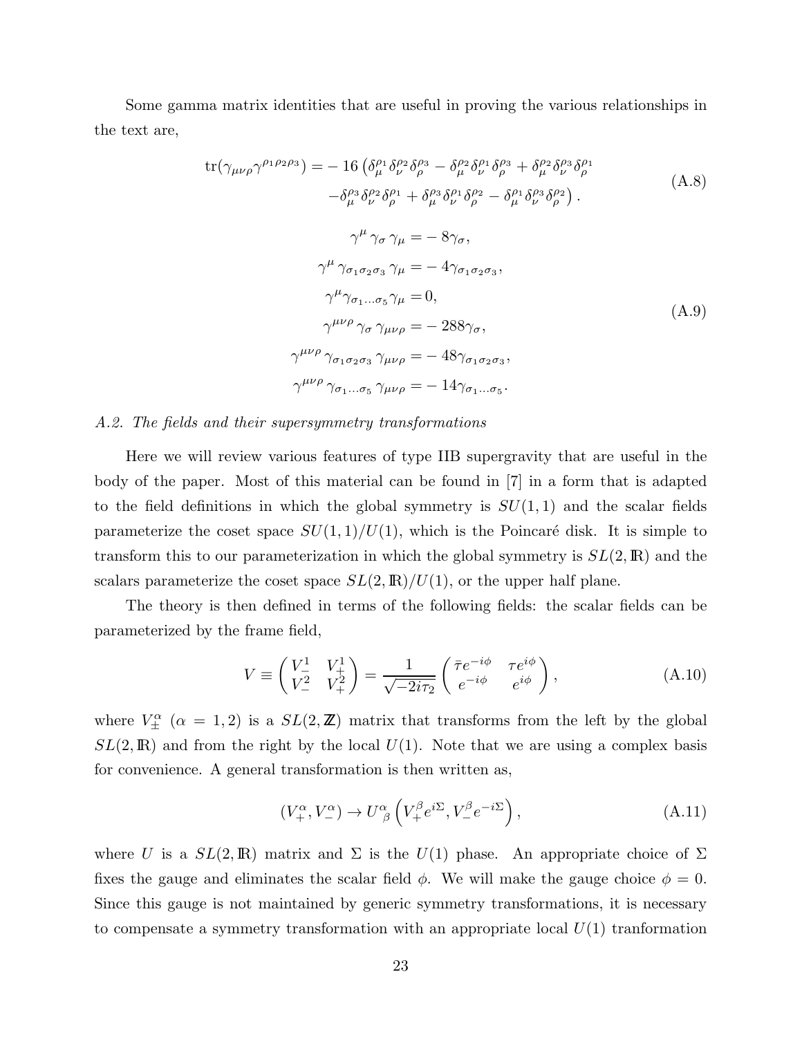Some gamma matrix identities that are useful in proving the various relationships in the text are,

$$
\begin{aligned}
\mathrm{tr}(\gamma_{\mu\nu\rho}\gamma^{\rho_1\rho_2\rho_3}) = & -16\left(\delta_\mu^{\rho_1}\delta_\nu^{\rho_2}\delta_\rho^{\rho_3} - \delta_\mu^{\rho_2}\delta_\nu^{\rho_1}\delta_\rho^{\rho_3} + \delta_\mu^{\rho_2}\delta_\nu^{\rho_3}\delta_\rho^{\rho_1}\right. \\
& \left. -\delta_\mu^{\rho_3}\delta_\nu^{\rho_2}\delta_\rho^{\rho_1} + \delta_\mu^{\rho_3}\delta_\nu^{\rho_1}\delta_\rho^{\rho_2} - \delta_\mu^{\rho_1}\delta_\nu^{\rho_3}\delta_\rho^{\rho_2}\right).
\end{aligned}
\tag{A.8}
$$

$$
\begin{aligned}
\gamma^\mu\,\gamma_\sigma\,\gamma_\mu = & -8\gamma_\sigma, \\
\gamma^\mu\,\gamma_{\sigma_1\sigma_2\sigma_3}\,\gamma_\mu = & -4\gamma_{\sigma_1\sigma_2\sigma_3}, \\
\gamma^\mu\gamma_{\sigma_1\ldots\sigma_5}\gamma_\mu = & \,0, \\
\gamma^{\mu\nu\rho}\,\gamma_\sigma\,\gamma_{\mu\nu\rho} = & -288\gamma_\sigma, \\
\gamma^{\mu\nu\rho}\,\gamma_{\sigma_1\sigma_2\sigma_3}\,\gamma_{\mu\nu\rho} = & -48\gamma_{\sigma_1\sigma_2\sigma_3}, \\
\gamma^{\mu\nu\rho}\,\gamma_{\sigma_1\ldots\sigma_5}\,\gamma_{\mu\nu\rho} = & -14\gamma_{\sigma_1\ldots\sigma_5}.
\end{aligned}
\tag{A.9}
$$

*A.2. The fields and their supersymmetry transformations*

Here we will review various features of type IIB supergravity that are useful in the body of the paper. Most of this material can be found in [7] in a form that is adapted to the field definitions in which the global symmetry is $SU(1,1)$ and the scalar fields parameterize the coset space $SU(1,1)/U(1)$, which is the Poincaré disk. It is simple to transform this to our parameterization in which the global symmetry is $SL(2,\mathbb{R})$ and the scalars parameterize the coset space $SL(2,\mathbb{R})/U(1)$, or the upper half plane.

The theory is then defined in terms of the following fields: the scalar fields can be parameterized by the frame field,

$$
V \equiv \begin{pmatrix} V_-^1 & V_+^1 \\ V_-^2 & V_+^2 \end{pmatrix} = \frac{1}{\sqrt{-2i\tau_2}} \begin{pmatrix} \bar{\tau}e^{-i\phi} & \tau e^{i\phi} \\ e^{-i\phi} & e^{i\phi} \end{pmatrix},
\tag{A.10}
$$

where $V_\pm^\alpha$ ($\alpha = 1,2$) is a $SL(2,\mathbb{Z})$ matrix that transforms from the left by the global $SL(2,\mathbb{R})$ and from the right by the local $U(1)$. Note that we are using a complex basis for convenience. A general transformation is then written as,

$$
(V_+^\alpha, V_-^\alpha) \to U^\alpha_{\ \beta}\left(V_+^\beta e^{i\Sigma}, V_-^\beta e^{-i\Sigma}\right),
\tag{A.11}
$$

where $U$ is a $SL(2,\mathbb{R})$ matrix and $\Sigma$ is the $U(1)$ phase. An appropriate choice of $\Sigma$ fixes the gauge and eliminates the scalar field $\phi$. We will make the gauge choice $\phi = 0$. Since this gauge is not maintained by generic symmetry transformations, it is necessary to compensate a symmetry transformation with an appropriate local $U(1)$ tranformation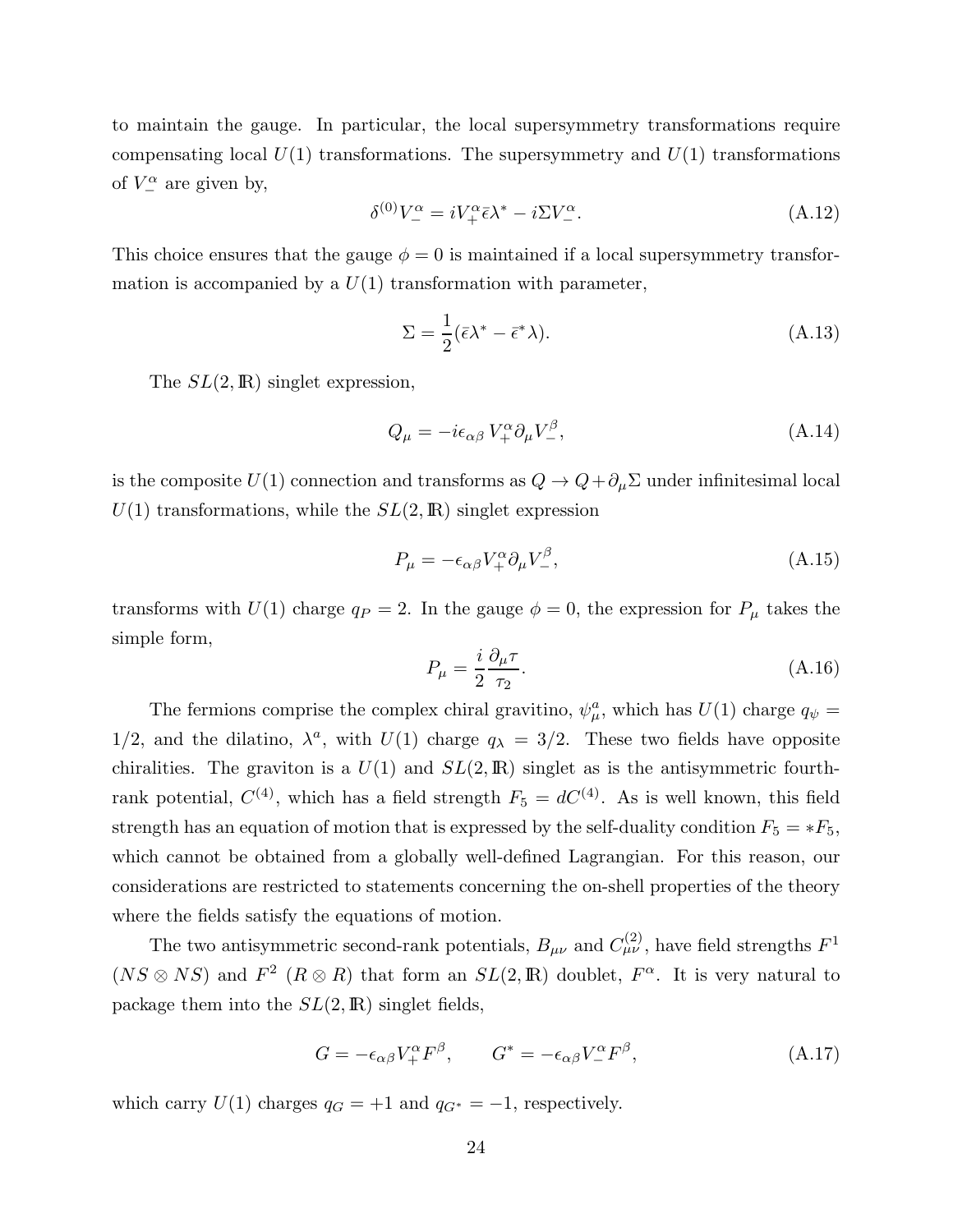to maintain the gauge. In particular, the local supersymmetry transformations require compensating local $U(1)$ transformations. The supersymmetry and $U(1)$ transformations of $V_-^\alpha$ are given by,

$$\delta^{(0)} V_-^\alpha = i V_+^\alpha \bar{\epsilon} \lambda^* - i \Sigma V_-^\alpha. \tag{A.12}$$

This choice ensures that the gauge $\phi = 0$ is maintained if a local supersymmetry transformation is accompanied by a $U(1)$ transformation with parameter,

$$\Sigma = \frac{1}{2}(\bar{\epsilon}\lambda^* - \bar{\epsilon}^* \lambda). \tag{A.13}$$

The $SL(2,\mathbb{R})$ singlet expression,

$$Q_\mu = -i \epsilon_{\alpha\beta} \, V_+^\alpha \partial_\mu V_-^\beta, \tag{A.14}$$

is the composite $U(1)$ connection and transforms as $Q \to Q + \partial_\mu \Sigma$ under infinitesimal local $U(1)$ transformations, while the $SL(2,\mathbb{R})$ singlet expression

$$P_\mu = -\epsilon_{\alpha\beta} V_+^\alpha \partial_\mu V_-^\beta, \tag{A.15}$$

transforms with $U(1)$ charge $q_P = 2$. In the gauge $\phi = 0$, the expression for $P_\mu$ takes the simple form,

$$P_\mu = \frac{i}{2} \frac{\partial_\mu \tau}{\tau_2}. \tag{A.16}$$

The fermions comprise the complex chiral gravitino, $\psi_\mu^a$, which has $U(1)$ charge $q_\psi = 1/2$, and the dilatino, $\lambda^a$, with $U(1)$ charge $q_\lambda = 3/2$. These two fields have opposite chiralities. The graviton is a $U(1)$ and $SL(2,\mathbb{R})$ singlet as is the antisymmetric fourth-rank potential, $C^{(4)}$, which has a field strength $F_5 = dC^{(4)}$. As is well known, this field strength has an equation of motion that is expressed by the self-duality condition $F_5 = *F_5$, which cannot be obtained from a globally well-defined Lagrangian. For this reason, our considerations are restricted to statements concerning the on-shell properties of the theory where the fields satisfy the equations of motion.

The two antisymmetric second-rank potentials, $B_{\mu\nu}$ and $C_{\mu\nu}^{(2)}$, have field strengths $F^1$ ($NS \otimes NS$) and $F^2$ ($R \otimes R$) that form an $SL(2,\mathbb{R})$ doublet, $F^\alpha$. It is very natural to package them into the $SL(2,\mathbb{R})$ singlet fields,

$$G = -\epsilon_{\alpha\beta} V_+^\alpha F^\beta, \qquad G^* = -\epsilon_{\alpha\beta} V_-^\alpha F^\beta, \tag{A.17}$$

which carry $U(1)$ charges $q_G = +1$ and $q_{G^*} = -1$, respectively.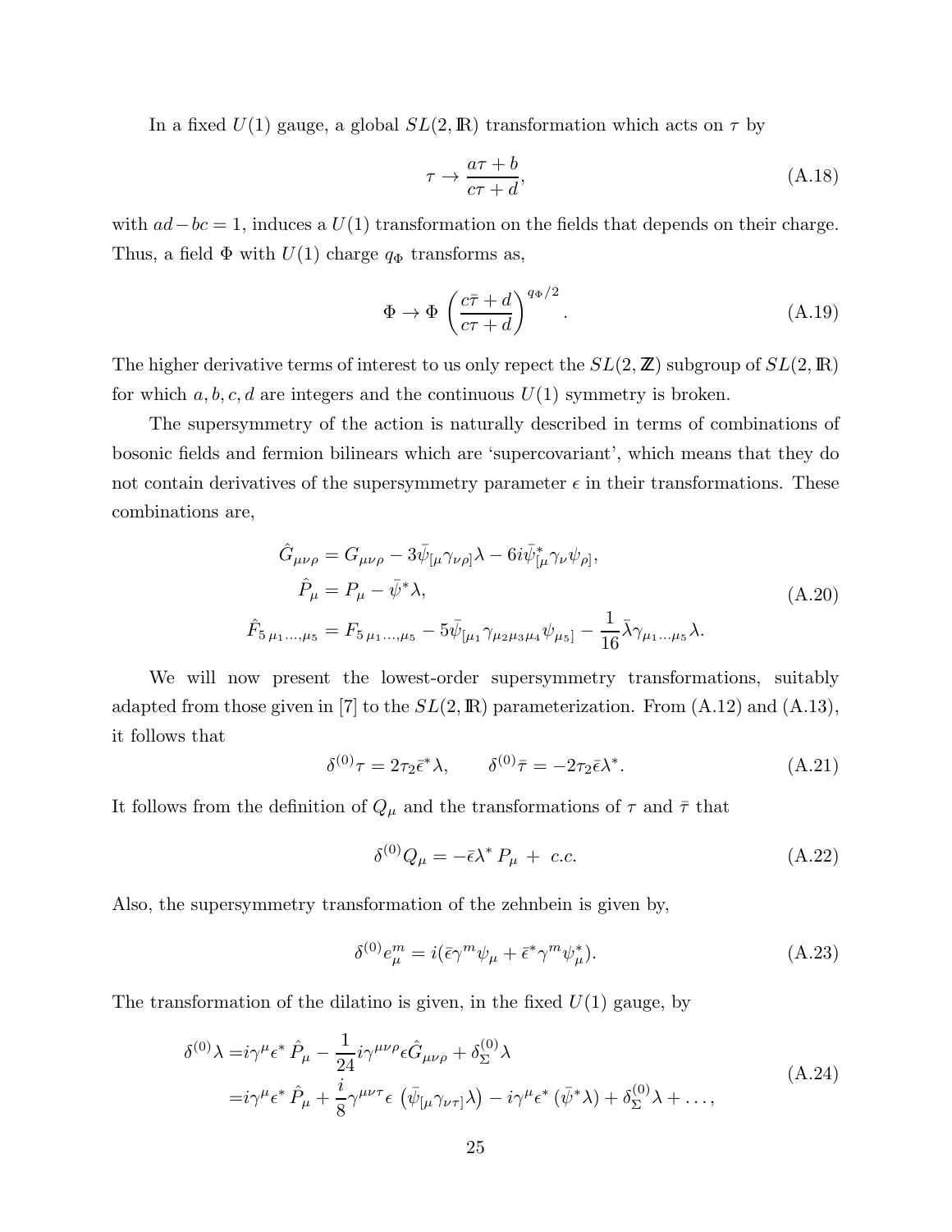In a fixed $U(1)$ gauge, a global $SL(2,\mathbb{R})$ transformation which acts on $\tau$ by

$$\tau \rightarrow \frac{a\tau + b}{c\tau + d}, \tag{A.18}$$

with $ad - bc = 1$, induces a $U(1)$ transformation on the fields that depends on their charge. Thus, a field $\Phi$ with $U(1)$ charge $q_\Phi$ transforms as,

$$\Phi \rightarrow \Phi \left( \frac{c\bar{\tau} + d}{c\tau + d} \right)^{q_\Phi/2}. \tag{A.19}$$

The higher derivative terms of interest to us only repect the $SL(2,\mathbb{Z})$ subgroup of $SL(2,\mathbb{R})$ for which $a, b, c, d$ are integers and the continuous $U(1)$ symmetry is broken.

The supersymmetry of the action is naturally described in terms of combinations of bosonic fields and fermion bilinears which are 'supercovariant', which means that they do not contain derivatives of the supersymmetry parameter $\epsilon$ in their transformations. These combinations are,

$$\begin{aligned}
\hat{G}_{\mu\nu\rho} &= G_{\mu\nu\rho} - 3\bar{\psi}_{[\mu}\gamma_{\nu\rho]}\lambda - 6i\bar{\psi}^*_{[\mu}\gamma_\nu\psi_{\rho]}, \\
\hat{P}_\mu &= P_\mu - \bar{\psi}^*\lambda, \\
\hat{F}_{5\,\mu_1\ldots,\mu_5} &= F_{5\,\mu_1\ldots,\mu_5} - 5\bar{\psi}_{[\mu_1}\gamma_{\mu_2\mu_3\mu_4}\psi_{\mu_5]} - \frac{1}{16}\bar{\lambda}\gamma_{\mu_1\ldots\mu_5}\lambda.
\end{aligned} \tag{A.20}$$

We will now present the lowest-order supersymmetry transformations, suitably adapted from those given in [7] to the $SL(2,\mathbb{R})$ parameterization. From (A.12) and (A.13), it follows that

$$\delta^{(0)}\tau = 2\tau_2\bar{\epsilon}^*\lambda, \qquad \delta^{(0)}\bar{\tau} = -2\tau_2\bar{\epsilon}\lambda^*. \tag{A.21}$$

It follows from the definition of $Q_\mu$ and the transformations of $\tau$ and $\bar{\tau}$ that

$$\delta^{(0)}Q_\mu = -\bar{\epsilon}\lambda^* P_\mu + \ c.c. \tag{A.22}$$

Also, the supersymmetry transformation of the zehnbein is given by,

$$\delta^{(0)}e^m_\mu = i(\bar{\epsilon}\gamma^m\psi_\mu + \bar{\epsilon}^*\gamma^m\psi^*_\mu). \tag{A.23}$$

The transformation of the dilatino is given, in the fixed $U(1)$ gauge, by

$$\begin{aligned}
\delta^{(0)}\lambda =& i\gamma^\mu\epsilon^*\,\hat{P}_\mu - \frac{1}{24}i\gamma^{\mu\nu\rho}\epsilon\hat{G}_{\mu\nu\rho} + \delta^{(0)}_\Sigma\lambda \\
=& i\gamma^\mu\epsilon^*\,\hat{P}_\mu + \frac{i}{8}\gamma^{\mu\nu\tau}\epsilon\,\left(\bar{\psi}_{[\mu}\gamma_{\nu\tau]}\lambda\right) - i\gamma^\mu\epsilon^*\,(\bar{\psi}^*\lambda) + \delta^{(0)}_\Sigma\lambda + \ldots,
\end{aligned} \tag{A.24}$$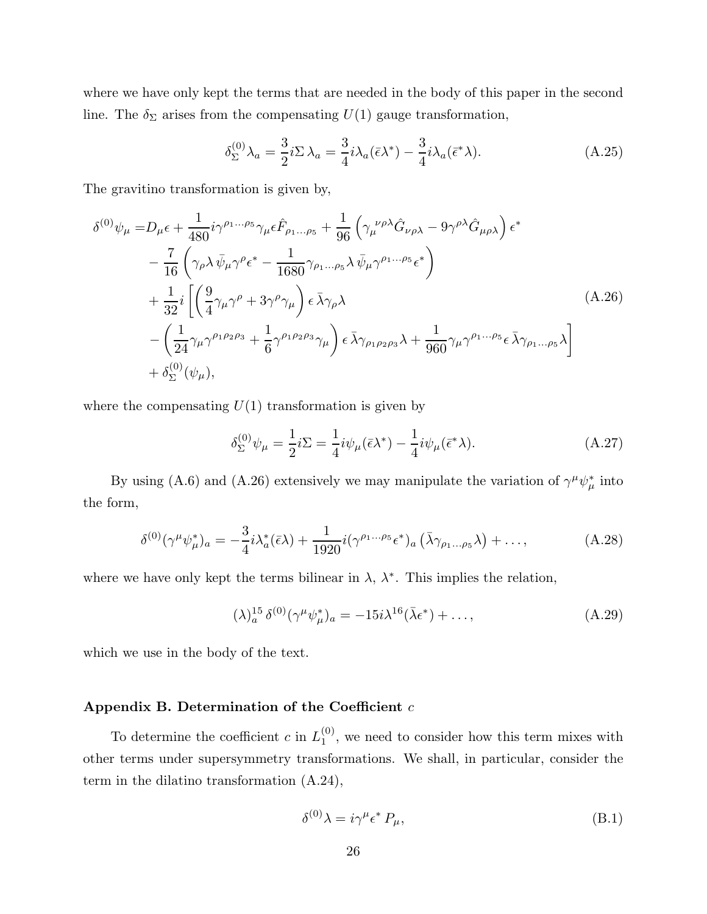where we have only kept the terms that are needed in the body of this paper in the second line. The $\delta_\Sigma$ arises from the compensating $U(1)$ gauge transformation,

$$\delta_\Sigma^{(0)} \lambda_a = \frac{3}{2} i \Sigma \, \lambda_a = \frac{3}{4} i \lambda_a (\bar{\epsilon} \lambda^*) - \frac{3}{4} i \lambda_a (\bar{\epsilon}^* \lambda). \tag{A.25}$$

The gravitino transformation is given by,

$$\begin{aligned}
\delta^{(0)} \psi_\mu =& D_\mu \epsilon + \frac{1}{480} i \gamma^{\rho_1 \ldots \rho_5} \gamma_\mu \epsilon \hat{F}_{\rho_1 \ldots \rho_5} + \frac{1}{96} \left( \gamma_\mu{}^{\nu\rho\lambda} \hat{G}_{\nu\rho\lambda} - 9 \gamma^{\rho\lambda} \hat{G}_{\mu\rho\lambda} \right) \epsilon^* \\
& - \frac{7}{16} \left( \gamma_\rho \lambda \, \bar{\psi}_\mu \gamma^\rho \epsilon^* - \frac{1}{1680} \gamma_{\rho_1 \ldots \rho_5} \lambda \, \bar{\psi}_\mu \gamma^{\rho_1 \ldots \rho_5} \epsilon^* \right) \\
& + \frac{1}{32} i \left[ \left( \frac{9}{4} \gamma_\mu \gamma^\rho + 3 \gamma^\rho \gamma_\mu \right) \epsilon \, \bar{\lambda} \gamma_\rho \lambda \right. \\
& \left. - \left( \frac{1}{24} \gamma_\mu \gamma^{\rho_1 \rho_2 \rho_3} + \frac{1}{6} \gamma^{\rho_1 \rho_2 \rho_3} \gamma_\mu \right) \epsilon \, \bar{\lambda} \gamma_{\rho_1 \rho_2 \rho_3} \lambda + \frac{1}{960} \gamma_\mu \gamma^{\rho_1 \ldots \rho_5} \epsilon \, \bar{\lambda} \gamma_{\rho_1 \ldots \rho_5} \lambda \right] \\
& + \delta_\Sigma^{(0)} (\psi_\mu),
\end{aligned} \tag{A.26}$$

where the compensating $U(1)$ transformation is given by

$$\delta_\Sigma^{(0)} \psi_\mu = \frac{1}{2} i \Sigma = \frac{1}{4} i \psi_\mu (\bar{\epsilon} \lambda^*) - \frac{1}{4} i \psi_\mu (\bar{\epsilon}^* \lambda). \tag{A.27}$$

By using (A.6) and (A.26) extensively we may manipulate the variation of $\gamma^\mu \psi_\mu^*$ into the form,

$$\delta^{(0)} (\gamma^\mu \psi_\mu^*)_a = -\frac{3}{4} i \lambda_a^* (\bar{\epsilon} \lambda) + \frac{1}{1920} i (\gamma^{\rho_1 \ldots \rho_5} \epsilon^*)_a \left( \bar{\lambda} \gamma_{\rho_1 \ldots \rho_5} \lambda \right) + \ldots, \tag{A.28}$$

where we have only kept the terms bilinear in $\lambda$, $\lambda^*$. This implies the relation,

$$(\lambda)_a^{15} \, \delta^{(0)} (\gamma^\mu \psi_\mu^*)_a = -15 i \lambda^{16} (\bar{\lambda} \epsilon^*) + \ldots, \tag{A.29}$$

which we use in the body of the text.

### Appendix B. Determination of the Coefficient $c$

To determine the coefficient $c$ in $L_1^{(0)}$, we need to consider how this term mixes with other terms under supersymmetry transformations. We shall, in particular, consider the term in the dilatino transformation (A.24),

$$\delta^{(0)} \lambda = i \gamma^\mu \epsilon^* \, P_\mu, \tag{B.1}$$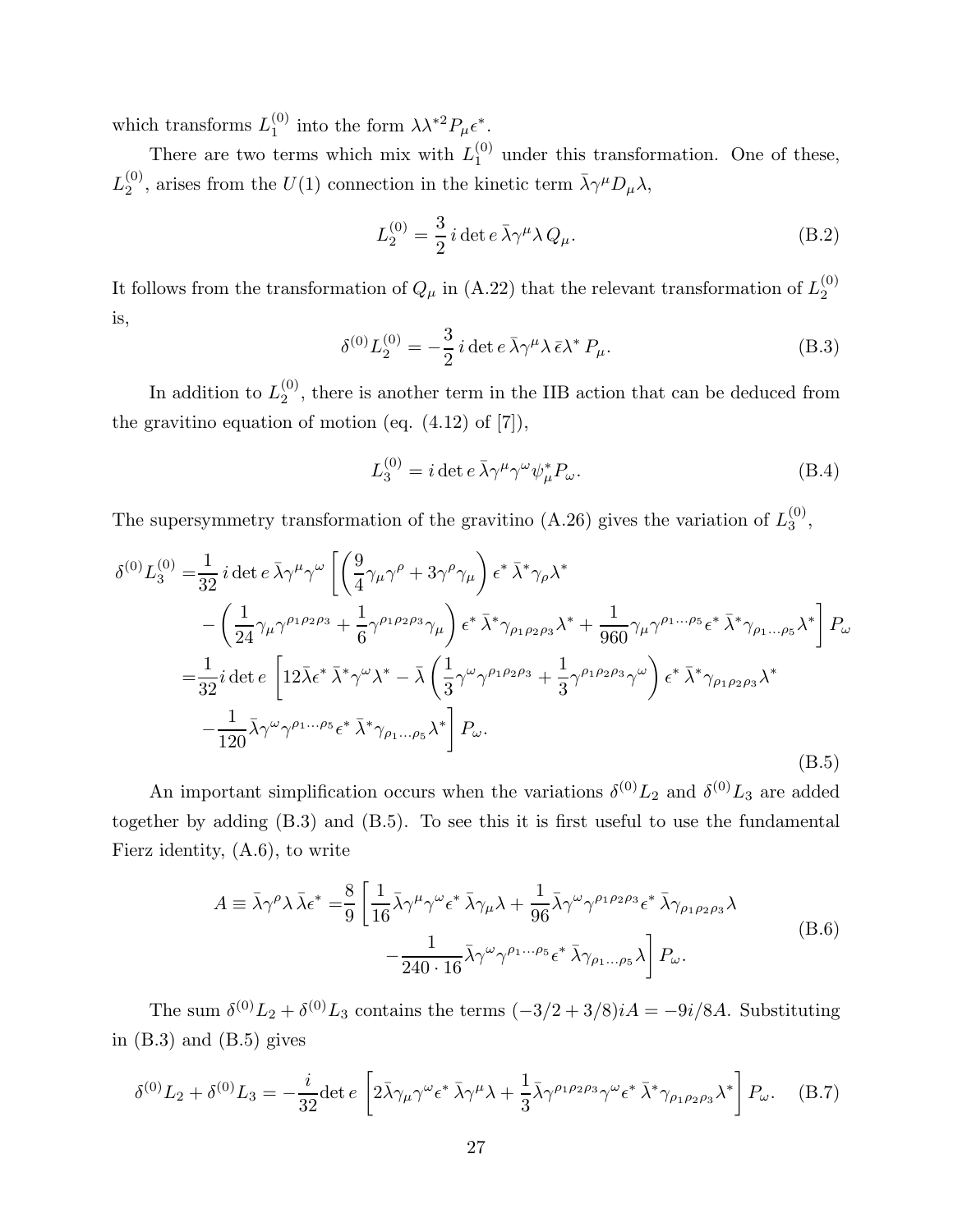which transforms $L_1^{(0)}$ into the form $\lambda\lambda^{*2}P_\mu\epsilon^*$.

There are two terms which mix with $L_1^{(0)}$ under this transformation. One of these, $L_2^{(0)}$, arises from the $U(1)$ connection in the kinetic term $\bar{\lambda}\gamma^\mu D_\mu\lambda$,

$$L_2^{(0)} = \frac{3}{2}\, i \det e\, \bar{\lambda}\gamma^\mu\lambda\, Q_\mu. \tag{B.2}$$

It follows from the transformation of $Q_\mu$ in (A.22) that the relevant transformation of $L_2^{(0)}$ is,

$$\delta^{(0)} L_2^{(0)} = -\frac{3}{2}\, i \det e\, \bar{\lambda}\gamma^\mu\lambda\, \bar{\epsilon}\lambda^*\, P_\mu. \tag{B.3}$$

In addition to $L_2^{(0)}$, there is another term in the IIB action that can be deduced from the gravitino equation of motion (eq. (4.12) of [7]),

$$L_3^{(0)} = i \det e\, \bar{\lambda}\gamma^\mu\gamma^\omega\psi_\mu^* P_\omega. \tag{B.4}$$

The supersymmetry transformation of the gravitino (A.26) gives the variation of $L_3^{(0)}$,

$$\begin{aligned}
\delta^{(0)} L_3^{(0)} =& \frac{1}{32}\, i \det e\, \bar{\lambda}\gamma^\mu\gamma^\omega \left[ \left( \frac{9}{4}\gamma_\mu\gamma^\rho + 3\gamma^\rho\gamma_\mu \right) \epsilon^*\, \bar{\lambda}^*\gamma_\rho\lambda^* \right. \\
& \left. - \left( \frac{1}{24}\gamma_\mu\gamma^{\rho_1\rho_2\rho_3} + \frac{1}{6}\gamma^{\rho_1\rho_2\rho_3}\gamma_\mu \right) \epsilon^*\, \bar{\lambda}^*\gamma_{\rho_1\rho_2\rho_3}\lambda^* + \frac{1}{960}\gamma_\mu\gamma^{\rho_1\ldots\rho_5}\epsilon^*\, \bar{\lambda}^*\gamma_{\rho_1\ldots\rho_5}\lambda^* \right] P_\omega \\
=& \frac{1}{32} i \det e \left[ 12\bar{\lambda}\epsilon^*\, \bar{\lambda}^*\gamma^\omega\lambda^* - \bar{\lambda}\left( \frac{1}{3}\gamma^\omega\gamma^{\rho_1\rho_2\rho_3} + \frac{1}{3}\gamma^{\rho_1\rho_2\rho_3}\gamma^\omega \right) \epsilon^*\, \bar{\lambda}^*\gamma_{\rho_1\rho_2\rho_3}\lambda^* \right. \\
& \left. - \frac{1}{120}\bar{\lambda}\gamma^\omega\gamma^{\rho_1\ldots\rho_5}\epsilon^*\, \bar{\lambda}^*\gamma_{\rho_1\ldots\rho_5}\lambda^* \right] P_\omega.
\end{aligned} \tag{B.5}$$

An important simplification occurs when the variations $\delta^{(0)}L_2$ and $\delta^{(0)}L_3$ are added together by adding (B.3) and (B.5). To see this it is first useful to use the fundamental Fierz identity, (A.6), to write

$$\begin{aligned}
A \equiv \bar{\lambda}\gamma^\rho\lambda\, \bar{\lambda}\epsilon^* =& \frac{8}{9}\left[ \frac{1}{16}\bar{\lambda}\gamma^\mu\gamma^\omega\epsilon^*\, \bar{\lambda}\gamma_\mu\lambda + \frac{1}{96}\bar{\lambda}\gamma^\omega\gamma^{\rho_1\rho_2\rho_3}\epsilon^*\, \bar{\lambda}\gamma_{\rho_1\rho_2\rho_3}\lambda \right. \\
& \left. - \frac{1}{240\cdot 16}\bar{\lambda}\gamma^\omega\gamma^{\rho_1\ldots\rho_5}\epsilon^*\, \bar{\lambda}\gamma_{\rho_1\ldots\rho_5}\lambda \right] P_\omega.
\end{aligned} \tag{B.6}$$

The sum $\delta^{(0)}L_2 + \delta^{(0)}L_3$ contains the terms $(-3/2 + 3/8)iA = -9i/8A$. Substituting in (B.3) and (B.5) gives

$$\delta^{(0)}L_2 + \delta^{(0)}L_3 = -\frac{i}{32}\det e \left[ 2\bar{\lambda}\gamma_\mu\gamma^\omega\epsilon^*\, \bar{\lambda}\gamma^\mu\lambda + \frac{1}{3}\bar{\lambda}\gamma^{\rho_1\rho_2\rho_3}\gamma^\omega\epsilon^*\, \bar{\lambda}^*\gamma_{\rho_1\rho_2\rho_3}\lambda^* \right] P_\omega. \tag{B.7}$$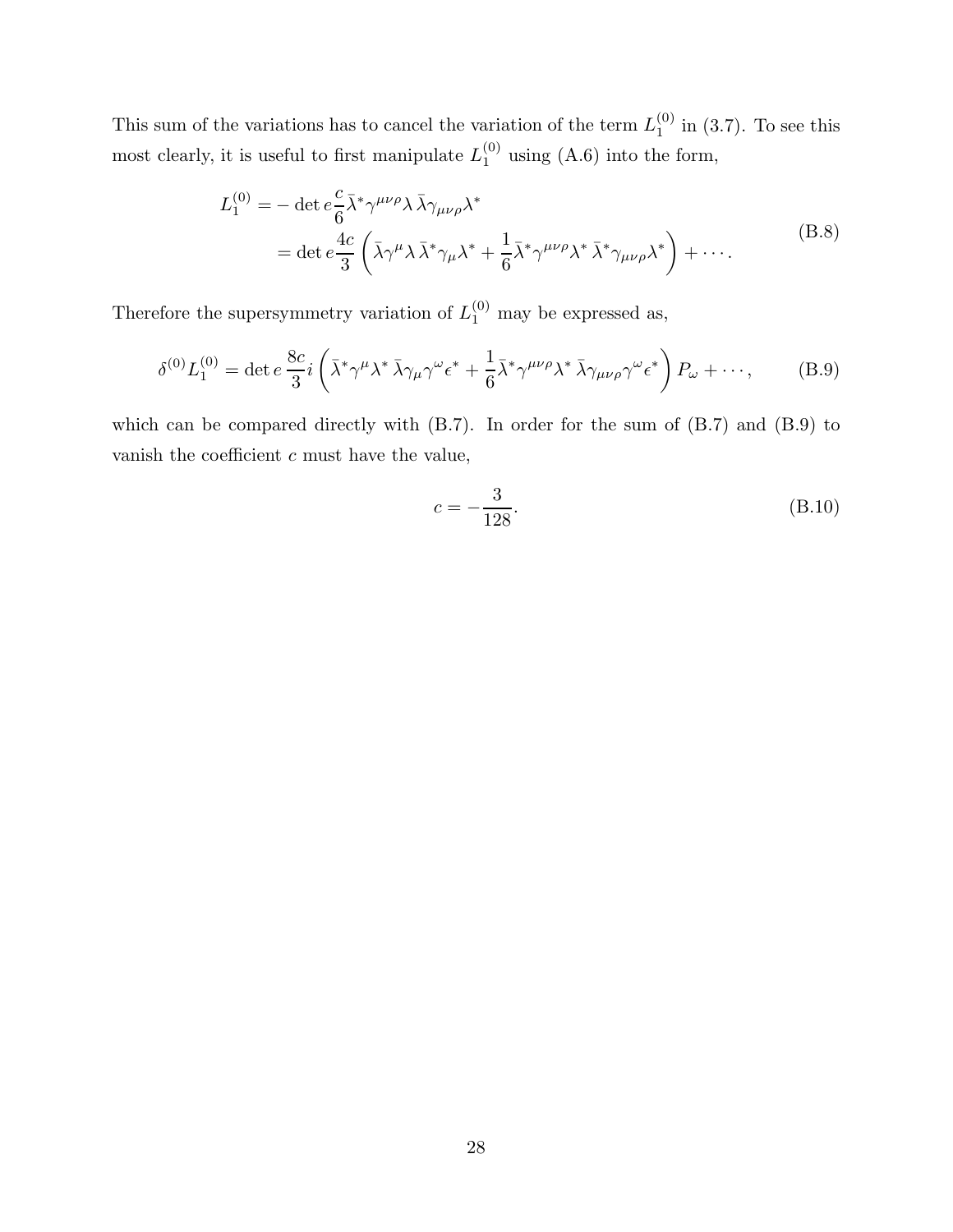This sum of the variations has to cancel the variation of the term $L_1^{(0)}$ in (3.7). To see this most clearly, it is useful to first manipulate $L_1^{(0)}$ using (A.6) into the form,

$$
\begin{aligned}
L_1^{(0)} &= -\det e \frac{c}{6} \bar{\lambda}^* \gamma^{\mu\nu\rho} \lambda \, \bar{\lambda} \gamma_{\mu\nu\rho} \lambda^* \\
&= \det e \frac{4c}{3} \left( \bar{\lambda} \gamma^{\mu} \lambda \, \bar{\lambda}^* \gamma_{\mu} \lambda^* + \frac{1}{6} \bar{\lambda}^* \gamma^{\mu\nu\rho} \lambda^* \, \bar{\lambda}^* \gamma_{\mu\nu\rho} \lambda^* \right) + \cdots .
\end{aligned}
\tag{B.8}
$$

Therefore the supersymmetry variation of $L_1^{(0)}$ may be expressed as,

$$
\delta^{(0)} L_1^{(0)} = \det e \, \frac{8c}{3} i \left( \bar{\lambda}^* \gamma^{\mu} \lambda^* \, \bar{\lambda} \gamma_{\mu} \gamma^{\omega} \epsilon^* + \frac{1}{6} \bar{\lambda}^* \gamma^{\mu\nu\rho} \lambda^* \, \bar{\lambda} \gamma_{\mu\nu\rho} \gamma^{\omega} \epsilon^* \right) P_{\omega} + \cdots , \tag{B.9}
$$

which can be compared directly with (B.7). In order for the sum of (B.7) and (B.9) to vanish the coefficient $c$ must have the value,

$$
c = -\frac{3}{128}. \tag{B.10}
$$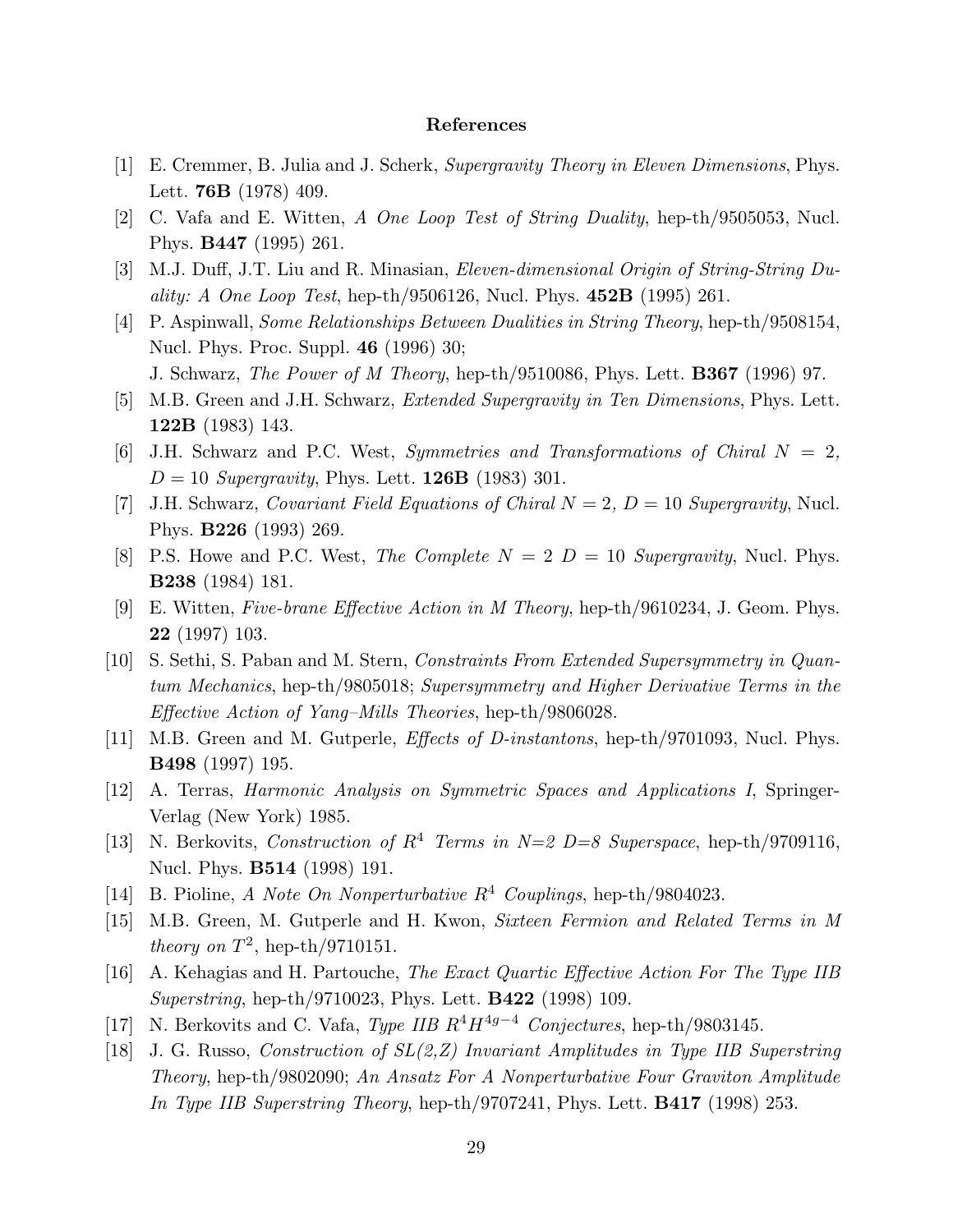## References

[1] E. Cremmer, B. Julia and J. Scherk, *Supergravity Theory in Eleven Dimensions*, Phys. Lett. **76B** (1978) 409.

[2] C. Vafa and E. Witten, *A One Loop Test of String Duality*, hep-th/9505053, Nucl. Phys. **B447** (1995) 261.

[3] M.J. Duff, J.T. Liu and R. Minasian, *Eleven-dimensional Origin of String-String Duality: A One Loop Test*, hep-th/9506126, Nucl. Phys. **452B** (1995) 261.

[4] P. Aspinwall, *Some Relationships Between Dualities in String Theory*, hep-th/9508154, Nucl. Phys. Proc. Suppl. **46** (1996) 30;
J. Schwarz, *The Power of M Theory*, hep-th/9510086, Phys. Lett. **B367** (1996) 97.

[5] M.B. Green and J.H. Schwarz, *Extended Supergravity in Ten Dimensions*, Phys. Lett. **122B** (1983) 143.

[6] J.H. Schwarz and P.C. West, *Symmetries and Transformations of Chiral $N = 2$, $D = 10$ Supergravity*, Phys. Lett. **126B** (1983) 301.

[7] J.H. Schwarz, *Covariant Field Equations of Chiral $N = 2$, $D = 10$ Supergravity*, Nucl. Phys. **B226** (1993) 269.

[8] P.S. Howe and P.C. West, *The Complete $N = 2$ $D = 10$ Supergravity*, Nucl. Phys. **B238** (1984) 181.

[9] E. Witten, *Five-brane Effective Action in M Theory*, hep-th/9610234, J. Geom. Phys. **22** (1997) 103.

[10] S. Sethi, S. Paban and M. Stern, *Constraints From Extended Supersymmetry in Quantum Mechanics*, hep-th/9805018; *Supersymmetry and Higher Derivative Terms in the Effective Action of Yang–Mills Theories*, hep-th/9806028.

[11] M.B. Green and M. Gutperle, *Effects of D-instantons*, hep-th/9701093, Nucl. Phys. **B498** (1997) 195.

[12] A. Terras, *Harmonic Analysis on Symmetric Spaces and Applications I*, Springer-Verlag (New York) 1985.

[13] N. Berkovits, *Construction of $R^4$ Terms in N=2 D=8 Superspace*, hep-th/9709116, Nucl. Phys. **B514** (1998) 191.

[14] B. Pioline, *A Note On Nonperturbative $R^4$ Couplings*, hep-th/9804023.

[15] M.B. Green, M. Gutperle and H. Kwon, *Sixteen Fermion and Related Terms in M theory on $T^2$*, hep-th/9710151.

[16] A. Kehagias and H. Partouche, *The Exact Quartic Effective Action For The Type IIB Superstring*, hep-th/9710023, Phys. Lett. **B422** (1998) 109.

[17] N. Berkovits and C. Vafa, *Type IIB $R^4 H^{4g-4}$ Conjectures*, hep-th/9803145.

[18] J. G. Russo, *Construction of SL(2,Z) Invariant Amplitudes in Type IIB Superstring Theory*, hep-th/9802090; *An Ansatz For A Nonperturbative Four Graviton Amplitude In Type IIB Superstring Theory*, hep-th/9707241, Phys. Lett. **B417** (1998) 253.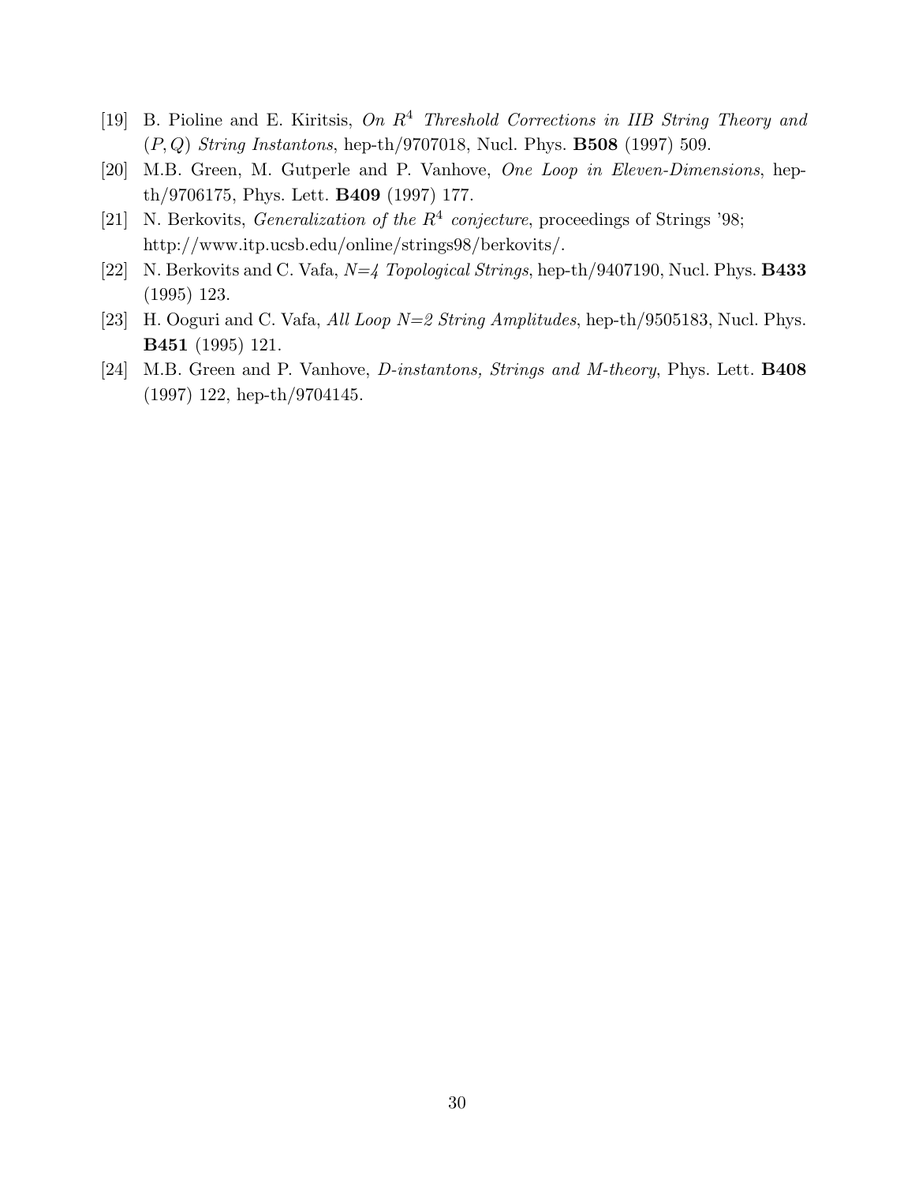[19] B. Pioline and E. Kiritsis, *On $R^4$ Threshold Corrections in IIB String Theory and $(P, Q)$ String Instantons*, hep-th/9707018, Nucl. Phys. **B508** (1997) 509.

[20] M.B. Green, M. Gutperle and P. Vanhove, *One Loop in Eleven-Dimensions*, hep-th/9706175, Phys. Lett. **B409** (1997) 177.

[21] N. Berkovits, *Generalization of the $R^4$ conjecture*, proceedings of Strings '98; http://www.itp.ucsb.edu/online/strings98/berkovits/.

[22] N. Berkovits and C. Vafa, *N=4 Topological Strings*, hep-th/9407190, Nucl. Phys. **B433** (1995) 123.

[23] H. Ooguri and C. Vafa, *All Loop N=2 String Amplitudes*, hep-th/9505183, Nucl. Phys. **B451** (1995) 121.

[24] M.B. Green and P. Vanhove, *D-instantons, Strings and M-theory*, Phys. Lett. **B408** (1997) 122, hep-th/9704145.